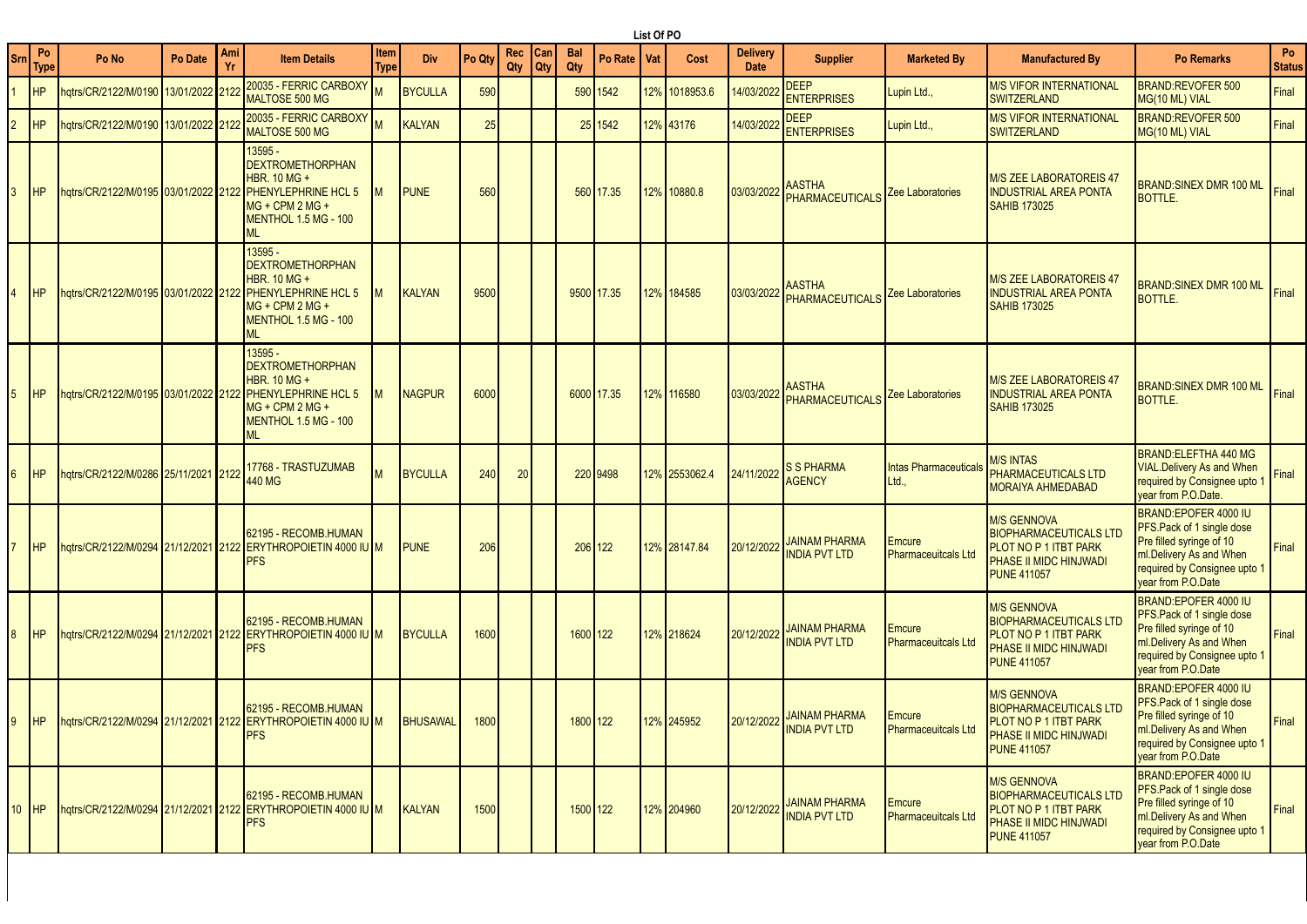# List Of PO

| Srn | Po Type | Po No | Po Date | Ami Yr | Item Details | Item Type | Div | Po Qty | Rec Qty | Can Qty | Bal Qty | Po Rate | Vat | Cost | Delivery Date | Supplier | Marketed By | Manufactured By | Po Remarks | Po Status |
|---|---|---|---|---|---|---|---|---|---|---|---|---|---|---|---|---|---|---|---|---|
| 1 | HP | hqtrs/CR/2122/M/0190 | 13/01/2022 | 2122 | 20035 - FERRIC CARBOXY MALTOSE 500 MG | M | BYCULLA | 590 | | | 590 | 1542 | 12% | 1018953.6 | 14/03/2022 | DEEP ENTERPRISES | Lupin Ltd., | M/S VIFOR INTERNATIONAL SWITZERLAND | BRAND:REVOFER 500 MG(10 ML) VIAL | Final |
| 2 | HP | hqtrs/CR/2122/M/0190 | 13/01/2022 | 2122 | 20035 - FERRIC CARBOXY MALTOSE 500 MG | M | KALYAN | 25 | | | 25 | 1542 | 12% | 43176 | 14/03/2022 | DEEP ENTERPRISES | Lupin Ltd., | M/S VIFOR INTERNATIONAL SWITZERLAND | BRAND:REVOFER 500 MG(10 ML) VIAL | Final |
| 3 | HP | hqtrs/CR/2122/M/0195 | 03/01/2022 | 2122 | 13595 - DEXTROMETHORPHAN HBR. 10 MG + PHENYLEPHRINE HCL 5 MG + CPM 2 MG + MENTHOL 1.5 MG - 100 ML | M | PUNE | 560 | | | 560 | 17.35 | 12% | 10880.8 | 03/03/2022 | AASTHA PHARMACEUTICALS | Zee Laboratories | M/S ZEE LABORATOREIS 47 INDUSTRIAL AREA PONTA SAHIB 173025 | BRAND:SINEX DMR 100 ML BOTTLE. | Final |
| 4 | HP | hqtrs/CR/2122/M/0195 | 03/01/2022 | 2122 | 13595 - DEXTROMETHORPHAN HBR. 10 MG + PHENYLEPHRINE HCL 5 MG + CPM 2 MG + MENTHOL 1.5 MG - 100 ML | M | KALYAN | 9500 | | | 9500 | 17.35 | 12% | 184585 | 03/03/2022 | AASTHA PHARMACEUTICALS | Zee Laboratories | M/S ZEE LABORATOREIS 47 INDUSTRIAL AREA PONTA SAHIB 173025 | BRAND:SINEX DMR 100 ML BOTTLE. | Final |
| 5 | HP | hqtrs/CR/2122/M/0195 | 03/01/2022 | 2122 | 13595 - DEXTROMETHORPHAN HBR. 10 MG + PHENYLEPHRINE HCL 5 MG + CPM 2 MG + MENTHOL 1.5 MG - 100 ML | M | NAGPUR | 6000 | | | 6000 | 17.35 | 12% | 116580 | 03/03/2022 | AASTHA PHARMACEUTICALS | Zee Laboratories | M/S ZEE LABORATOREIS 47 INDUSTRIAL AREA PONTA SAHIB 173025 | BRAND:SINEX DMR 100 ML BOTTLE. | Final |
| 6 | HP | hqtrs/CR/2122/M/0286 | 25/11/2021 | 2122 | 17768 - TRASTUZUMAB 440 MG | M | BYCULLA | 240 | 20 | | 220 | 9498 | 12% | 2553062.4 | 24/11/2022 | S S PHARMA AGENCY | Intas Pharmaceuticals Ltd., | M/S INTAS PHARMACEUTICALS LTD MORAIYA AHMEDABAD | BRAND:ELEFTHA 440 MG VIAL.Delivery As and When required by Consignee upto 1 year from P.O.Date. | Final |
| 7 | HP | hqtrs/CR/2122/M/0294 | 21/12/2021 | 2122 | 62195 - RECOMB.HUMAN ERYTHROPOIETIN 4000 IU PFS | M | PUNE | 206 | | | 206 | 122 | 12% | 28147.84 | 20/12/2022 | JAINAM PHARMA INDIA PVT LTD | Emcure Pharmaceuitcals Ltd | M/S GENNOVA BIOPHARMACEUTICALS LTD PLOT NO P 1 ITBT PARK PHASE II MIDC HINJWADI PUNE 411057 | BRAND:EPOFER 4000 IU PFS.Pack of 1 single dose Pre filled syringe of 10 ml.Delivery As and When required by Consignee upto 1 year from P.O.Date | Final |
| 8 | HP | hqtrs/CR/2122/M/0294 | 21/12/2021 | 2122 | 62195 - RECOMB.HUMAN ERYTHROPOIETIN 4000 IU PFS | M | BYCULLA | 1600 | | | 1600 | 122 | 12% | 218624 | 20/12/2022 | JAINAM PHARMA INDIA PVT LTD | Emcure Pharmaceuitcals Ltd | M/S GENNOVA BIOPHARMACEUTICALS LTD PLOT NO P 1 ITBT PARK PHASE II MIDC HINJWADI PUNE 411057 | BRAND:EPOFER 4000 IU PFS.Pack of 1 single dose Pre filled syringe of 10 ml.Delivery As and When required by Consignee upto 1 year from P.O.Date | Final |
| 9 | HP | hqtrs/CR/2122/M/0294 | 21/12/2021 | 2122 | 62195 - RECOMB.HUMAN ERYTHROPOIETIN 4000 IU PFS | M | BHUSAWAL | 1800 | | | 1800 | 122 | 12% | 245952 | 20/12/2022 | JAINAM PHARMA INDIA PVT LTD | Emcure Pharmaceuitcals Ltd | M/S GENNOVA BIOPHARMACEUTICALS LTD PLOT NO P 1 ITBT PARK PHASE II MIDC HINJWADI PUNE 411057 | BRAND:EPOFER 4000 IU PFS.Pack of 1 single dose Pre filled syringe of 10 ml.Delivery As and When required by Consignee upto 1 year from P.O.Date | Final |
| 10 | HP | hqtrs/CR/2122/M/0294 | 21/12/2021 | 2122 | 62195 - RECOMB.HUMAN ERYTHROPOIETIN 4000 IU PFS | M | KALYAN | 1500 | | | 1500 | 122 | 12% | 204960 | 20/12/2022 | JAINAM PHARMA INDIA PVT LTD | Emcure Pharmaceuitcals Ltd | M/S GENNOVA BIOPHARMACEUTICALS LTD PLOT NO P 1 ITBT PARK PHASE II MIDC HINJWADI PUNE 411057 | BRAND:EPOFER 4000 IU PFS.Pack of 1 single dose Pre filled syringe of 10 ml.Delivery As and When required by Consignee upto 1 year from P.O.Date | Final |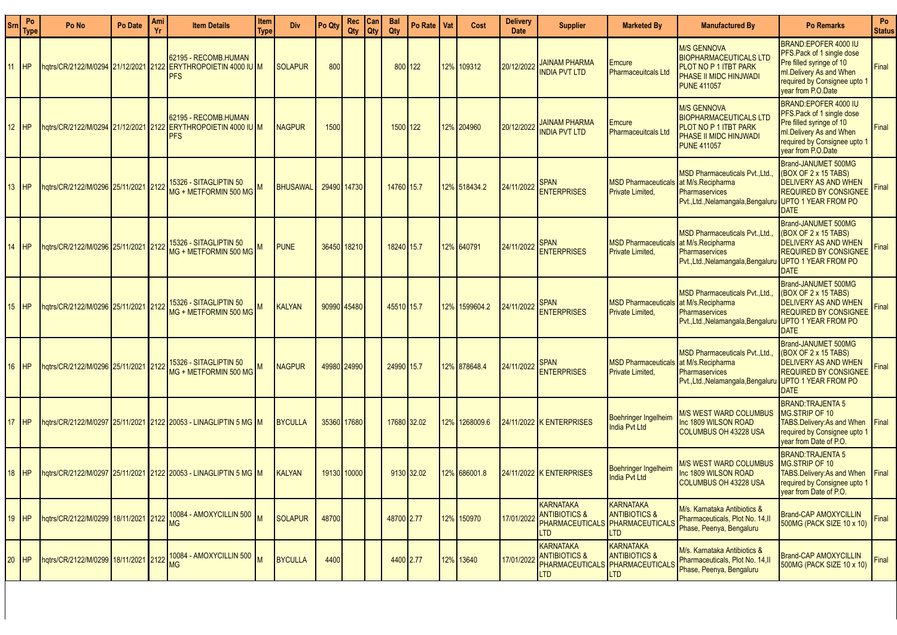| Srn | Po Type | Po No | Po Date | Ami Yr | Item Details | Item Type | Div | Po Qty | Rec Qty | Can Qty | Bal Qty | Po Rate | Vat | Cost | Delivery Date | Supplier | Marketed By | Manufactured By | Po Remarks | Po Status |
|---|---|---|---|---|---|---|---|---|---|---|---|---|---|---|---|---|---|---|---|---|
| 11 | HP | hqtrs/CR/2122/M/0294 | 21/12/2021 | 2122 | 62195 - RECOMB.HUMAN ERYTHROPOIETIN 4000 IU PFS | M | SOLAPUR | 800 | | | 800 | 122 | 12% | 109312 | 20/12/2022 | JAINAM PHARMA INDIA PVT LTD | Emcure Pharmaceuitcals Ltd | M/S GENNOVA BIOPHARMACEUTICALS LTD PLOT NO P 1 ITBT PARK PHASE II MIDC HINJWADI PUNE 411057 | BRAND:EPOFER 4000 IU PFS.Pack of 1 single dose Pre filled syringe of 10 ml.Delivery As and When required by Consignee upto 1 year from P.O.Date | Final |
| 12 | HP | hqtrs/CR/2122/M/0294 | 21/12/2021 | 2122 | 62195 - RECOMB.HUMAN ERYTHROPOIETIN 4000 IU PFS | M | NAGPUR | 1500 | | | 1500 | 122 | 12% | 204960 | 20/12/2022 | JAINAM PHARMA INDIA PVT LTD | Emcure Pharmaceuitcals Ltd | M/S GENNOVA BIOPHARMACEUTICALS LTD PLOT NO P 1 ITBT PARK PHASE II MIDC HINJWADI PUNE 411057 | BRAND:EPOFER 4000 IU PFS.Pack of 1 single dose Pre filled syringe of 10 ml.Delivery As and When required by Consignee upto 1 year from P.O.Date | Final |
| 13 | HP | hqtrs/CR/2122/M/0296 | 25/11/2021 | 2122 | 15326 - SITAGLIPTIN 50 MG + METFORMIN 500 MG | M | BHUSAWAL | 29490 | 14730 | | 14760 | 15.7 | 12% | 518434.2 | 24/11/2022 | SPAN ENTERPRISES | MSD Pharmaceuticals Private Limited, | MSD Pharmaceuticals Pvt.,Ltd., at M/s.Recipharma Pharmaservices Pvt.,Ltd.,Nelamangala,Bengaluru | Brand-JANUMET 500MG (BOX OF 2 x 15 TABS) DELIVERY AS AND WHEN REQUIRED BY CONSIGNEE UPTO 1 YEAR FROM PO DATE | Final |
| 14 | HP | hqtrs/CR/2122/M/0296 | 25/11/2021 | 2122 | 15326 - SITAGLIPTIN 50 MG + METFORMIN 500 MG | M | PUNE | 36450 | 18210 | | 18240 | 15.7 | 12% | 640791 | 24/11/2022 | SPAN ENTERPRISES | MSD Pharmaceuticals Private Limited, | MSD Pharmaceuticals Pvt.,Ltd., at M/s.Recipharma Pharmaservices Pvt.,Ltd.,Nelamangala,Bengaluru | Brand-JANUMET 500MG (BOX OF 2 x 15 TABS) DELIVERY AS AND WHEN REQUIRED BY CONSIGNEE UPTO 1 YEAR FROM PO DATE | Final |
| 15 | HP | hqtrs/CR/2122/M/0296 | 25/11/2021 | 2122 | 15326 - SITAGLIPTIN 50 MG + METFORMIN 500 MG | M | KALYAN | 90990 | 45480 | | 45510 | 15.7 | 12% | 1599604.2 | 24/11/2022 | SPAN ENTERPRISES | MSD Pharmaceuticals Private Limited, | MSD Pharmaceuticals Pvt.,Ltd., at M/s.Recipharma Pharmaservices Pvt.,Ltd.,Nelamangala,Bengaluru | Brand-JANUMET 500MG (BOX OF 2 x 15 TABS) DELIVERY AS AND WHEN REQUIRED BY CONSIGNEE UPTO 1 YEAR FROM PO DATE | Final |
| 16 | HP | hqtrs/CR/2122/M/0296 | 25/11/2021 | 2122 | 15326 - SITAGLIPTIN 50 MG + METFORMIN 500 MG | M | NAGPUR | 49980 | 24990 | | 24990 | 15.7 | 12% | 878648.4 | 24/11/2022 | SPAN ENTERPRISES | MSD Pharmaceuticals Private Limited, | MSD Pharmaceuticals Pvt.,Ltd., at M/s.Recipharma Pharmaservices Pvt.,Ltd.,Nelamangala,Bengaluru | Brand-JANUMET 500MG (BOX OF 2 x 15 TABS) DELIVERY AS AND WHEN REQUIRED BY CONSIGNEE UPTO 1 YEAR FROM PO DATE | Final |
| 17 | HP | hqtrs/CR/2122/M/0297 | 25/11/2021 | 2122 | 20053 - LINAGLIPTIN 5 MG | M | BYCULLA | 35360 | 17680 | | 17680 | 32.02 | 12% | 1268009.6 | 24/11/2022 | K ENTERPRISES | Boehringer Ingelheim India Pvt Ltd | M/S WEST WARD COLUMBUS Inc 1809 WILSON ROAD COLUMBUS OH 43228 USA | BRAND:TRAJENTA 5 MG.STRIP OF 10 TABS.Delivery:As and When required by Consignee upto 1 year from Date of P.O. | Final |
| 18 | HP | hqtrs/CR/2122/M/0297 | 25/11/2021 | 2122 | 20053 - LINAGLIPTIN 5 MG | M | KALYAN | 19130 | 10000 | | 9130 | 32.02 | 12% | 686001.8 | 24/11/2022 | K ENTERPRISES | Boehringer Ingelheim India Pvt Ltd | M/S WEST WARD COLUMBUS Inc 1809 WILSON ROAD COLUMBUS OH 43228 USA | BRAND:TRAJENTA 5 MG.STRIP OF 10 TABS.Delivery:As and When required by Consignee upto 1 year from Date of P.O. | Final |
| 19 | HP | hqtrs/CR/2122/M/0299 | 18/11/2021 | 2122 | 10084 - AMOXYCILLIN 500 MG | M | SOLAPUR | 48700 | | | 48700 | 2.77 | 12% | 150970 | 17/01/2022 | KARNATAKA ANTIBIOTICS & PHARMACEUTICALS LTD | KARNATAKA ANTIBIOTICS & PHARMACEUTICALS LTD | M/s. Karnataka Antibiotics & Pharmaceuticals, Plot No. 14,II Phase, Peenya, Bengaluru | Brand-CAP AMOXYCILLIN 500MG (PACK SIZE 10 x 10) | Final |
| 20 | HP | hqtrs/CR/2122/M/0299 | 18/11/2021 | 2122 | 10084 - AMOXYCILLIN 500 MG | M | BYCULLA | 4400 | | | 4400 | 2.77 | 12% | 13640 | 17/01/2022 | KARNATAKA ANTIBIOTICS & PHARMACEUTICALS LTD | KARNATAKA ANTIBIOTICS & PHARMACEUTICALS LTD | M/s. Karnataka Antibiotics & Pharmaceuticals, Plot No. 14,II Phase, Peenya, Bengaluru | Brand-CAP AMOXYCILLIN 500MG (PACK SIZE 10 x 10) | Final |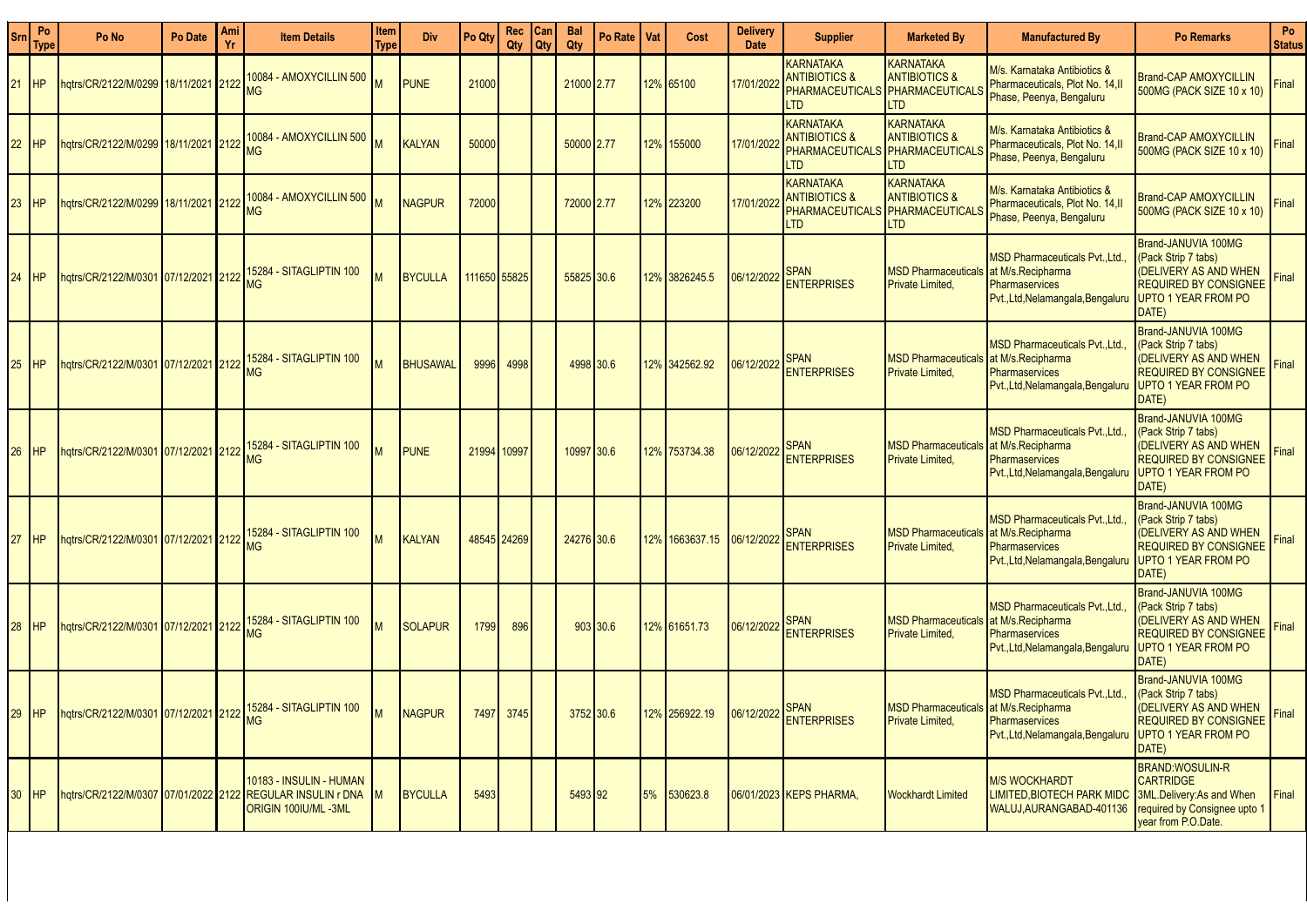| Srn | Po Type | Po No | Po Date | Ami Yr | Item Details | Item Type | Div | Po Qty | Rec Qty | Can Qty | Bal Qty | Po Rate | Vat | Cost | Delivery Date | Supplier | Marketed By | Manufactured By | Po Remarks | Po Status |
|---|---|---|---|---|---|---|---|---|---|---|---|---|---|---|---|---|---|---|---|---|
| 21 | HP | hqtrs/CR/2122/M/0299 | 18/11/2021 | 2122 | 10084 - AMOXYCILLIN 500 MG | M | PUNE | 21000 | | | 21000 | 2.77 | 12% | 65100 | 17/01/2022 | KARNATAKA ANTIBIOTICS & PHARMACEUTICALS LTD | KARNATAKA ANTIBIOTICS & PHARMACEUTICALS LTD | M/s. Karnataka Antibiotics & Pharmaceuticals, Plot No. 14,II Phase, Peenya, Bengaluru | Brand-CAP AMOXYCILLIN 500MG (PACK SIZE 10 x 10) | Final |
| 22 | HP | hqtrs/CR/2122/M/0299 | 18/11/2021 | 2122 | 10084 - AMOXYCILLIN 500 MG | M | KALYAN | 50000 | | | 50000 | 2.77 | 12% | 155000 | 17/01/2022 | KARNATAKA ANTIBIOTICS & PHARMACEUTICALS LTD | KARNATAKA ANTIBIOTICS & PHARMACEUTICALS LTD | M/s. Karnataka Antibiotics & Pharmaceuticals, Plot No. 14,II Phase, Peenya, Bengaluru | Brand-CAP AMOXYCILLIN 500MG (PACK SIZE 10 x 10) | Final |
| 23 | HP | hqtrs/CR/2122/M/0299 | 18/11/2021 | 2122 | 10084 - AMOXYCILLIN 500 MG | M | NAGPUR | 72000 | | | 72000 | 2.77 | 12% | 223200 | 17/01/2022 | KARNATAKA ANTIBIOTICS & PHARMACEUTICALS LTD | KARNATAKA ANTIBIOTICS & PHARMACEUTICALS LTD | M/s. Karnataka Antibiotics & Pharmaceuticals, Plot No. 14,II Phase, Peenya, Bengaluru | Brand-CAP AMOXYCILLIN 500MG (PACK SIZE 10 x 10) | Final |
| 24 | HP | hqtrs/CR/2122/M/0301 | 07/12/2021 | 2122 | 15284 - SITAGLIPTIN 100 MG | M | BYCULLA | 111650 | 55825 | | 55825 | 30.6 | 12% | 3826245.5 | 06/12/2022 | SPAN ENTERPRISES | MSD Pharmaceuticals Private Limited, | MSD Pharmaceuticals Pvt.,Ltd., at M/s.Recipharma Pharmaservices Pvt.,Ltd,Nelamangala,Bengaluru | Brand-JANUVIA 100MG (Pack Strip 7 tabs) (DELIVERY AS AND WHEN REQUIRED BY CONSIGNEE UPTO 1 YEAR FROM PO DATE) | Final |
| 25 | HP | hqtrs/CR/2122/M/0301 | 07/12/2021 | 2122 | 15284 - SITAGLIPTIN 100 MG | M | BHUSAWAL | 9996 | 4998 | | 4998 | 30.6 | 12% | 342562.92 | 06/12/2022 | SPAN ENTERPRISES | MSD Pharmaceuticals Private Limited, | MSD Pharmaceuticals Pvt.,Ltd., at M/s.Recipharma Pharmaservices Pvt.,Ltd,Nelamangala,Bengaluru | Brand-JANUVIA 100MG (Pack Strip 7 tabs) (DELIVERY AS AND WHEN REQUIRED BY CONSIGNEE UPTO 1 YEAR FROM PO DATE) | Final |
| 26 | HP | hqtrs/CR/2122/M/0301 | 07/12/2021 | 2122 | 15284 - SITAGLIPTIN 100 MG | M | PUNE | 21994 | 10997 | | 10997 | 30.6 | 12% | 753734.38 | 06/12/2022 | SPAN ENTERPRISES | MSD Pharmaceuticals Private Limited, | MSD Pharmaceuticals Pvt.,Ltd., at M/s.Recipharma Pharmaservices Pvt.,Ltd,Nelamangala,Bengaluru | Brand-JANUVIA 100MG (Pack Strip 7 tabs) (DELIVERY AS AND WHEN REQUIRED BY CONSIGNEE UPTO 1 YEAR FROM PO DATE) | Final |
| 27 | HP | hqtrs/CR/2122/M/0301 | 07/12/2021 | 2122 | 15284 - SITAGLIPTIN 100 MG | M | KALYAN | 48545 | 24269 | | 24276 | 30.6 | 12% | 1663637.15 | 06/12/2022 | SPAN ENTERPRISES | MSD Pharmaceuticals Private Limited, | MSD Pharmaceuticals Pvt.,Ltd., at M/s.Recipharma Pharmaservices Pvt.,Ltd,Nelamangala,Bengaluru | Brand-JANUVIA 100MG (Pack Strip 7 tabs) (DELIVERY AS AND WHEN REQUIRED BY CONSIGNEE UPTO 1 YEAR FROM PO DATE) | Final |
| 28 | HP | hqtrs/CR/2122/M/0301 | 07/12/2021 | 2122 | 15284 - SITAGLIPTIN 100 MG | M | SOLAPUR | 1799 | 896 | | 903 | 30.6 | 12% | 61651.73 | 06/12/2022 | SPAN ENTERPRISES | MSD Pharmaceuticals Private Limited, | MSD Pharmaceuticals Pvt.,Ltd., at M/s.Recipharma Pharmaservices Pvt.,Ltd,Nelamangala,Bengaluru | Brand-JANUVIA 100MG (Pack Strip 7 tabs) (DELIVERY AS AND WHEN REQUIRED BY CONSIGNEE UPTO 1 YEAR FROM PO DATE) | Final |
| 29 | HP | hqtrs/CR/2122/M/0301 | 07/12/2021 | 2122 | 15284 - SITAGLIPTIN 100 MG | M | NAGPUR | 7497 | 3745 | | 3752 | 30.6 | 12% | 256922.19 | 06/12/2022 | SPAN ENTERPRISES | MSD Pharmaceuticals Private Limited, | MSD Pharmaceuticals Pvt.,Ltd., at M/s.Recipharma Pharmaservices Pvt.,Ltd,Nelamangala,Bengaluru | Brand-JANUVIA 100MG (Pack Strip 7 tabs) (DELIVERY AS AND WHEN REQUIRED BY CONSIGNEE UPTO 1 YEAR FROM PO DATE) | Final |
| 30 | HP | hqtrs/CR/2122/M/0307 | 07/01/2022 | 2122 | 10183 - INSULIN - HUMAN REGULAR INSULIN r DNA ORIGIN 100IU/ML -3ML | M | BYCULLA | 5493 | | | 5493 | 92 | 5% | 530623.8 | 06/01/2023 | KEPS PHARMA, | Wockhardt Limited | M/S WOCKHARDT LIMITED,BIOTECH PARK MIDC WALUJ,AURANGABAD-401136 | BRAND:WOSULIN-R CARTRIDGE 3ML.Delivery:As and When required by Consignee upto 1 year from P.O.Date. | Final |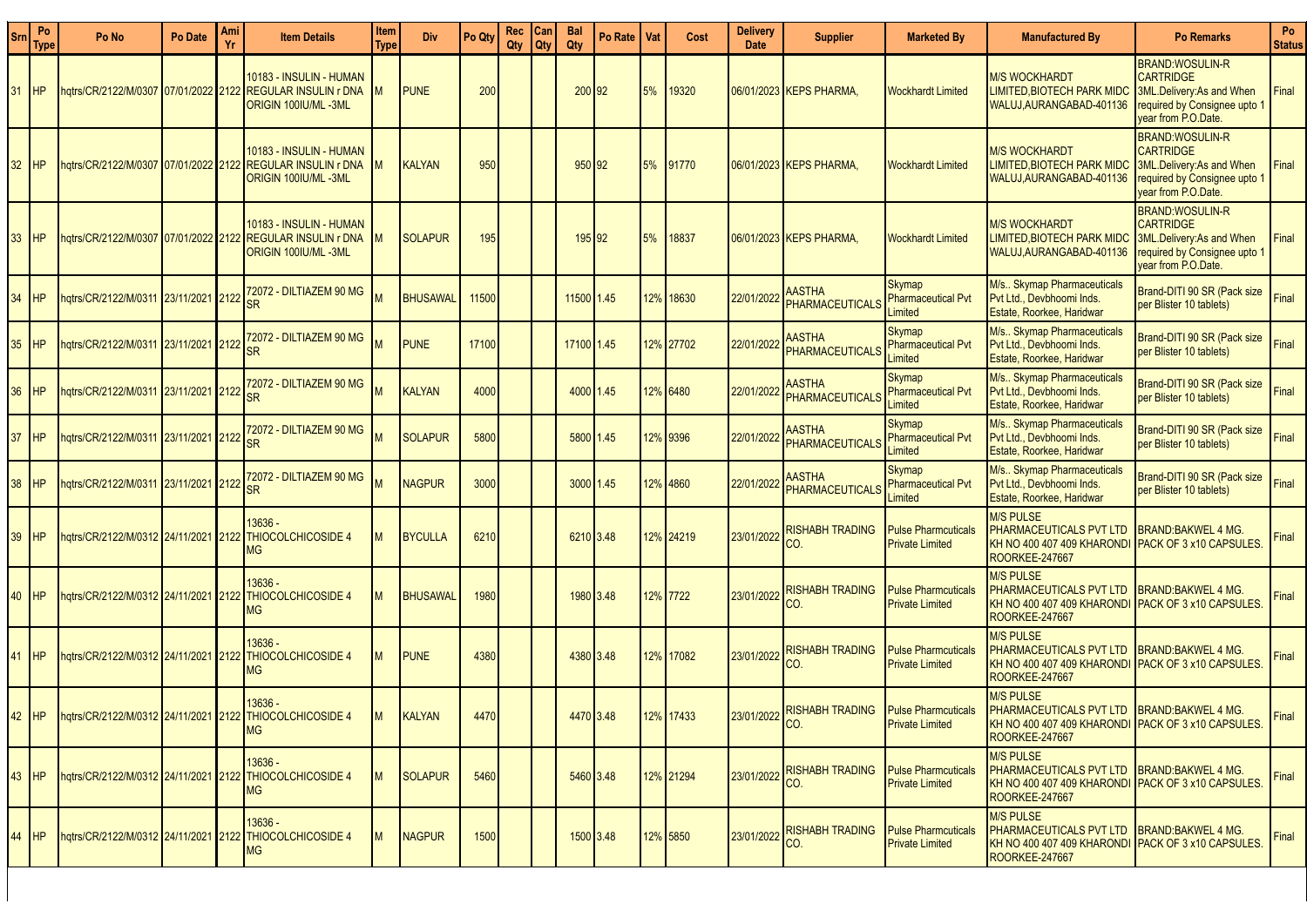| Srn | Po Type | Po No | Po Date | Ami Yr | Item Details | Item Type | Div | Po Qty | Rec Qty | Can Qty | Bal Qty | Po Rate | Vat | Cost | Delivery Date | Supplier | Marketed By | Manufactured By | Po Remarks | Po Status |
|---|---|---|---|---|---|---|---|---|---|---|---|---|---|---|---|---|---|---|---|---|
| 31 | HP | hqtrs/CR/2122/M/0307 | 07/01/2022 | 2122 | 10183 - INSULIN - HUMAN REGULAR INSULIN r DNA ORIGIN 100IU/ML -3ML | M | PUNE | 200 | | | 200 | 92 | 5% | 19320 | 06/01/2023 | KEPS PHARMA, | Wockhardt Limited | M/S WOCKHARDT LIMITED,BIOTECH PARK MIDC WALUJ,AURANGABAD-401136 | BRAND:WOSULIN-R CARTRIDGE 3ML.Delivery:As and When required by Consignee upto 1 year from P.O.Date. | Final |
| 32 | HP | hqtrs/CR/2122/M/0307 | 07/01/2022 | 2122 | 10183 - INSULIN - HUMAN REGULAR INSULIN r DNA ORIGIN 100IU/ML -3ML | M | KALYAN | 950 | | | 950 | 92 | 5% | 91770 | 06/01/2023 | KEPS PHARMA, | Wockhardt Limited | M/S WOCKHARDT LIMITED,BIOTECH PARK MIDC WALUJ,AURANGABAD-401136 | BRAND:WOSULIN-R CARTRIDGE 3ML.Delivery:As and When required by Consignee upto 1 year from P.O.Date. | Final |
| 33 | HP | hqtrs/CR/2122/M/0307 | 07/01/2022 | 2122 | 10183 - INSULIN - HUMAN REGULAR INSULIN r DNA ORIGIN 100IU/ML -3ML | M | SOLAPUR | 195 | | | 195 | 92 | 5% | 18837 | 06/01/2023 | KEPS PHARMA, | Wockhardt Limited | M/S WOCKHARDT LIMITED,BIOTECH PARK MIDC WALUJ,AURANGABAD-401136 | BRAND:WOSULIN-R CARTRIDGE 3ML.Delivery:As and When required by Consignee upto 1 year from P.O.Date. | Final |
| 34 | HP | hqtrs/CR/2122/M/0311 | 23/11/2021 | 2122 | 72072 - DILTIAZEM 90 MG SR | M | BHUSAWAL | 11500 | | | 11500 | 1.45 | 12% | 18630 | 22/01/2022 | AASTHA PHARMACEUTICALS | Skymap Pharmaceutical Pvt Limited | M/s.. Skymap Pharmaceuticals Pvt Ltd., Devbhoomi Inds. Estate, Roorkee, Haridwar | Brand-DITI 90 SR (Pack size per Blister 10 tablets) | Final |
| 35 | HP | hqtrs/CR/2122/M/0311 | 23/11/2021 | 2122 | 72072 - DILTIAZEM 90 MG SR | M | PUNE | 17100 | | | 17100 | 1.45 | 12% | 27702 | 22/01/2022 | AASTHA PHARMACEUTICALS | Skymap Pharmaceutical Pvt Limited | M/s.. Skymap Pharmaceuticals Pvt Ltd., Devbhoomi Inds. Estate, Roorkee, Haridwar | Brand-DITI 90 SR (Pack size per Blister 10 tablets) | Final |
| 36 | HP | hqtrs/CR/2122/M/0311 | 23/11/2021 | 2122 | 72072 - DILTIAZEM 90 MG SR | M | KALYAN | 4000 | | | 4000 | 1.45 | 12% | 6480 | 22/01/2022 | AASTHA PHARMACEUTICALS | Skymap Pharmaceutical Pvt Limited | M/s.. Skymap Pharmaceuticals Pvt Ltd., Devbhoomi Inds. Estate, Roorkee, Haridwar | Brand-DITI 90 SR (Pack size per Blister 10 tablets) | Final |
| 37 | HP | hqtrs/CR/2122/M/0311 | 23/11/2021 | 2122 | 72072 - DILTIAZEM 90 MG SR | M | SOLAPUR | 5800 | | | 5800 | 1.45 | 12% | 9396 | 22/01/2022 | AASTHA PHARMACEUTICALS | Skymap Pharmaceutical Pvt Limited | M/s.. Skymap Pharmaceuticals Pvt Ltd., Devbhoomi Inds. Estate, Roorkee, Haridwar | Brand-DITI 90 SR (Pack size per Blister 10 tablets) | Final |
| 38 | HP | hqtrs/CR/2122/M/0311 | 23/11/2021 | 2122 | 72072 - DILTIAZEM 90 MG SR | M | NAGPUR | 3000 | | | 3000 | 1.45 | 12% | 4860 | 22/01/2022 | AASTHA PHARMACEUTICALS | Skymap Pharmaceutical Pvt Limited | M/s.. Skymap Pharmaceuticals Pvt Ltd., Devbhoomi Inds. Estate, Roorkee, Haridwar | Brand-DITI 90 SR (Pack size per Blister 10 tablets) | Final |
| 39 | HP | hqtrs/CR/2122/M/0312 | 24/11/2021 | 2122 | 13636 - THIOCOLCHICOSIDE 4 MG | M | BYCULLA | 6210 | | | 6210 | 3.48 | 12% | 24219 | 23/01/2022 | RISHABH TRADING CO. | Pulse Pharmcuticals Private Limited | M/S PULSE PHARMACEUTICALS PVT LTD KH NO 400 407 409 KHARONDI ROORKEE-247667 | BRAND:BAKWEL 4 MG. PACK OF 3 x10 CAPSULES. | Final |
| 40 | HP | hqtrs/CR/2122/M/0312 | 24/11/2021 | 2122 | 13636 - THIOCOLCHICOSIDE 4 MG | M | BHUSAWAL | 1980 | | | 1980 | 3.48 | 12% | 7722 | 23/01/2022 | RISHABH TRADING CO. | Pulse Pharmcuticals Private Limited | M/S PULSE PHARMACEUTICALS PVT LTD KH NO 400 407 409 KHARONDI ROORKEE-247667 | BRAND:BAKWEL 4 MG. PACK OF 3 x10 CAPSULES. | Final |
| 41 | HP | hqtrs/CR/2122/M/0312 | 24/11/2021 | 2122 | 13636 - THIOCOLCHICOSIDE 4 MG | M | PUNE | 4380 | | | 4380 | 3.48 | 12% | 17082 | 23/01/2022 | RISHABH TRADING CO. | Pulse Pharmcuticals Private Limited | M/S PULSE PHARMACEUTICALS PVT LTD KH NO 400 407 409 KHARONDI ROORKEE-247667 | BRAND:BAKWEL 4 MG. PACK OF 3 x10 CAPSULES. | Final |
| 42 | HP | hqtrs/CR/2122/M/0312 | 24/11/2021 | 2122 | 13636 - THIOCOLCHICOSIDE 4 MG | M | KALYAN | 4470 | | | 4470 | 3.48 | 12% | 17433 | 23/01/2022 | RISHABH TRADING CO. | Pulse Pharmcuticals Private Limited | M/S PULSE PHARMACEUTICALS PVT LTD KH NO 400 407 409 KHARONDI ROORKEE-247667 | BRAND:BAKWEL 4 MG. PACK OF 3 x10 CAPSULES. | Final |
| 43 | HP | hqtrs/CR/2122/M/0312 | 24/11/2021 | 2122 | 13636 - THIOCOLCHICOSIDE 4 MG | M | SOLAPUR | 5460 | | | 5460 | 3.48 | 12% | 21294 | 23/01/2022 | RISHABH TRADING CO. | Pulse Pharmcuticals Private Limited | M/S PULSE PHARMACEUTICALS PVT LTD KH NO 400 407 409 KHARONDI ROORKEE-247667 | BRAND:BAKWEL 4 MG. PACK OF 3 x10 CAPSULES. | Final |
| 44 | HP | hqtrs/CR/2122/M/0312 | 24/11/2021 | 2122 | 13636 - THIOCOLCHICOSIDE 4 MG | M | NAGPUR | 1500 | | | 1500 | 3.48 | 12% | 5850 | 23/01/2022 | RISHABH TRADING CO. | Pulse Pharmcuticals Private Limited | M/S PULSE PHARMACEUTICALS PVT LTD KH NO 400 407 409 KHARONDI ROORKEE-247667 | BRAND:BAKWEL 4 MG. PACK OF 3 x10 CAPSULES. | Final |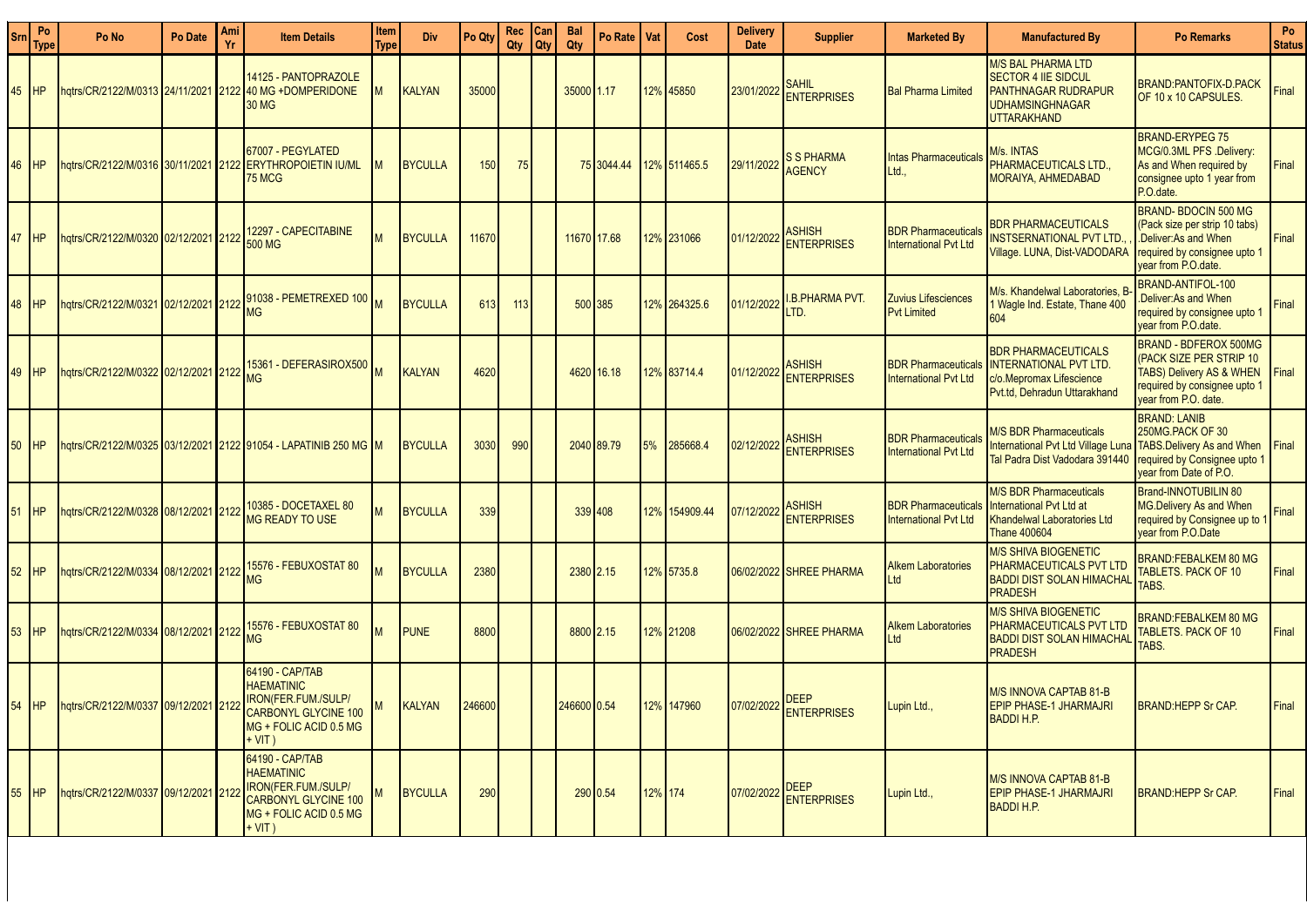| Srn | Po Type | Po No | Po Date | Ami Yr | Item Details | Item Type | Div | Po Qty | Rec Qty | Can Qty | Bal Qty | Po Rate | Vat | Cost | Delivery Date | Supplier | Marketed By | Manufactured By | Po Remarks | Po Status |
|---|---|---|---|---|---|---|---|---|---|---|---|---|---|---|---|---|---|---|---|---|
| 45 | HP | hqtrs/CR/2122/M/0313 | 24/11/2021 | 2122 | 14125 - PANTOPRAZOLE 40 MG +DOMPERIDONE 30 MG | M | KALYAN | 35000 | | | 35000 | 1.17 | 12% | 45850 | 23/01/2022 | SAHIL ENTERPRISES | Bal Pharma Limited | M/S BAL PHARMA LTD SECTOR 4 IIE SIDCUL PANTHNAGAR RUDRAPUR UDHAMSINGHNAGAR UTTARAKHAND | BRAND:PANTOFIX-D.PACK OF 10 x 10 CAPSULES. | Final |
| 46 | HP | hqtrs/CR/2122/M/0316 | 30/11/2021 | 2122 | 67007 - PEGYLATED ERYTHROPOIETIN IU/ML 75 MCG | M | BYCULLA | 150 | 75 | | 75 | 3044.44 | 12% | 511465.5 | 29/11/2022 | S S PHARMA AGENCY | Intas Pharmaceuticals Ltd., | M/s. INTAS PHARMACEUTICALS LTD., MORAIYA, AHMEDABAD | BRAND-ERYPEG 75 MCG/0.3ML PFS .Delivery: As and When required by consignee upto 1 year from P.O.date. | Final |
| 47 | HP | hqtrs/CR/2122/M/0320 | 02/12/2021 | 2122 | 12297 - CAPECITABINE 500 MG | M | BYCULLA | 11670 | | | 11670 | 17.68 | 12% | 231066 | 01/12/2022 | ASHISH ENTERPRISES | BDR Pharmaceuticals International Pvt Ltd | BDR PHARMACEUTICALS INSTSERNATIONAL PVT LTD., , Village. LUNA, Dist-VADODARA | BRAND- BDOCIN 500 MG (Pack size per strip 10 tabs) .Deliver:As and When required by consignee upto 1 year from P.O.date. | Final |
| 48 | HP | hqtrs/CR/2122/M/0321 | 02/12/2021 | 2122 | 91038 - PEMETREXED 100 MG | M | BYCULLA | 613 | 113 | | 500 | 385 | 12% | 264325.6 | 01/12/2022 | I.B.PHARMA PVT. LTD. | Zuvius Lifesciences Pvt Limited | M/s. Khandelwal Laboratories, B-1 Wagle Ind. Estate, Thane 400 604 | BRAND-ANTIFOL-100 .Deliver:As and When required by consignee upto 1 year from P.O.date. | Final |
| 49 | HP | hqtrs/CR/2122/M/0322 | 02/12/2021 | 2122 | 15361 - DEFERASIROX500 MG | M | KALYAN | 4620 | | | 4620 | 16.18 | 12% | 83714.4 | 01/12/2022 | ASHISH ENTERPRISES | BDR Pharmaceuticals International Pvt Ltd | BDR PHARMACEUTICALS INTERNATIONAL PVT LTD. c/o.Mepromax Lifescience Pvt.td, Dehradun Uttarakhand | BRAND - BDFEROX 500MG (PACK SIZE PER STRIP 10 TABS) Delivery AS & WHEN required by consignee upto 1 year from P.O. date. | Final |
| 50 | HP | hqtrs/CR/2122/M/0325 | 03/12/2021 | 2122 | 91054 - LAPATINIB 250 MG | M | BYCULLA | 3030 | 990 | | 2040 | 89.79 | 5% | 285668.4 | 02/12/2022 | ASHISH ENTERPRISES | BDR Pharmaceuticals International Pvt Ltd | M/S BDR Pharmaceuticals International Pvt Ltd Village Luna Tal Padra Dist Vadodara 391440 | BRAND: LANIB 250MG.PACK OF 30 TABS.Delivery As and When required by Consignee upto 1 year from Date of P.O. | Final |
| 51 | HP | hqtrs/CR/2122/M/0328 | 08/12/2021 | 2122 | 10385 - DOCETAXEL 80 MG READY TO USE | M | BYCULLA | 339 | | | 339 | 408 | 12% | 154909.44 | 07/12/2022 | ASHISH ENTERPRISES | BDR Pharmaceuticals International Pvt Ltd | M/S BDR Pharmaceuticals International Pvt Ltd at Khandelwal Laboratories Ltd Thane 400604 | Brand-INNOTUBILIN 80 MG.Delivery As and When required by Consignee up to 1 year from P.O.Date | Final |
| 52 | HP | hqtrs/CR/2122/M/0334 | 08/12/2021 | 2122 | 15576 - FEBUXOSTAT 80 MG | M | BYCULLA | 2380 | | | 2380 | 2.15 | 12% | 5735.8 | 06/02/2022 | SHREE PHARMA | Alkem Laboratories Ltd | M/S SHIVA BIOGENETIC PHARMACEUTICALS PVT LTD BADDI DIST SOLAN HIMACHAL PRADESH | BRAND:FEBALKEM 80 MG TABLETS. PACK OF 10 TABS. | Final |
| 53 | HP | hqtrs/CR/2122/M/0334 | 08/12/2021 | 2122 | 15576 - FEBUXOSTAT 80 MG | M | PUNE | 8800 | | | 8800 | 2.15 | 12% | 21208 | 06/02/2022 | SHREE PHARMA | Alkem Laboratories Ltd | M/S SHIVA BIOGENETIC PHARMACEUTICALS PVT LTD BADDI DIST SOLAN HIMACHAL PRADESH | BRAND:FEBALKEM 80 MG TABLETS. PACK OF 10 TABS. | Final |
| 54 | HP | hqtrs/CR/2122/M/0337 | 09/12/2021 | 2122 | 64190 - CAP/TAB HAEMATINIC IRON(FER.FUM./SULP/ CARBONYL GLYCINE 100 MG + FOLIC ACID 0.5 MG + VIT ) | M | KALYAN | 246600 | | | 246600 | 0.54 | 12% | 147960 | 07/02/2022 | DEEP ENTERPRISES | Lupin Ltd., | M/S INNOVA CAPTAB 81-B EPIP PHASE-1 JHARMAJRI BADDI H.P. | BRAND:HEPP Sr CAP. | Final |
| 55 | HP | hqtrs/CR/2122/M/0337 | 09/12/2021 | 2122 | 64190 - CAP/TAB HAEMATINIC IRON(FER.FUM./SULP/ CARBONYL GLYCINE 100 MG + FOLIC ACID 0.5 MG + VIT ) | M | BYCULLA | 290 | | | 290 | 0.54 | 12% | 174 | 07/02/2022 | DEEP ENTERPRISES | Lupin Ltd., | M/S INNOVA CAPTAB 81-B EPIP PHASE-1 JHARMAJRI BADDI H.P. | BRAND:HEPP Sr CAP. | Final |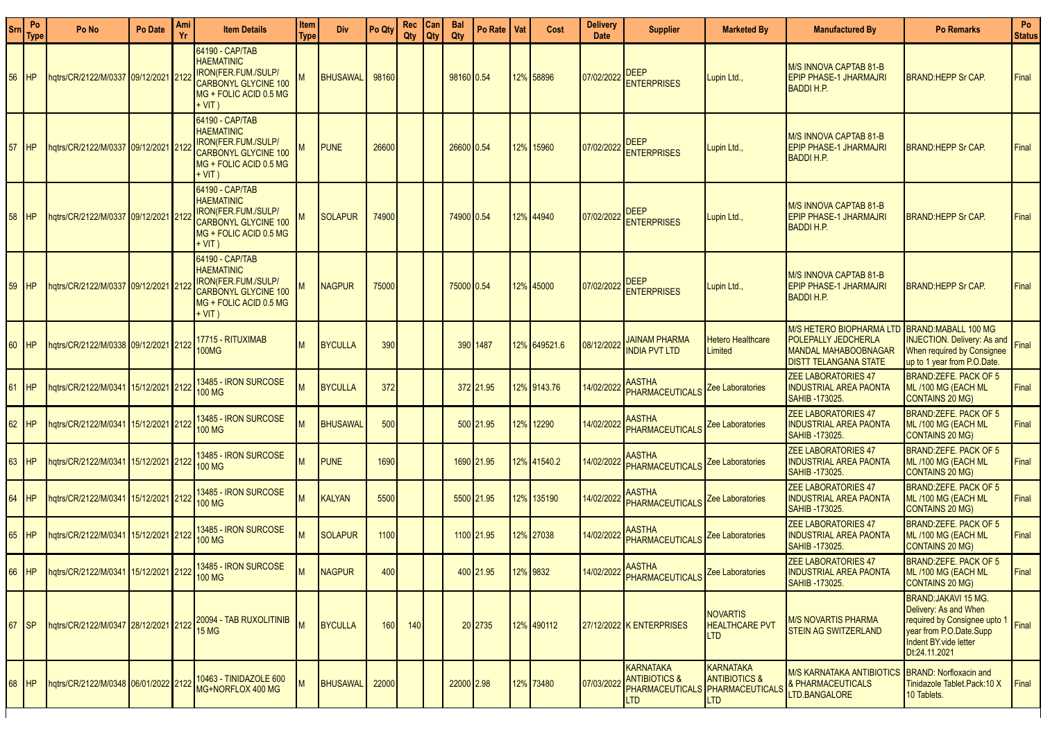| Srn | Po Type | Po No | Po Date | Ami Yr | Item Details | Item Type | Div | Po Qty | Rec Qty | Can Qty | Bal Qty | Po Rate | Vat | Cost | Delivery Date | Supplier | Marketed By | Manufactured By | Po Remarks | Po Status |
|---|---|---|---|---|---|---|---|---|---|---|---|---|---|---|---|---|---|---|---|---|
| 56 | HP | hqtrs/CR/2122/M/0337 | 09/12/2021 | 2122 | 64190 - CAP/TAB HAEMATINIC IRON(FER.FUM./SULP/ CARBONYL GLYCINE 100 MG + FOLIC ACID 0.5 MG + VIT ) | M | BHUSAWAL | 98160 | | | 98160 | 0.54 | 12% | 58896 | 07/02/2022 | DEEP ENTERPRISES | Lupin Ltd., | M/S INNOVA CAPTAB 81-B EPIP PHASE-1 JHARMAJRI BADDI H.P. | BRAND:HEPP Sr CAP. | Final |
| 57 | HP | hqtrs/CR/2122/M/0337 | 09/12/2021 | 2122 | 64190 - CAP/TAB HAEMATINIC IRON(FER.FUM./SULP/ CARBONYL GLYCINE 100 MG + FOLIC ACID 0.5 MG + VIT ) | M | PUNE | 26600 | | | 26600 | 0.54 | 12% | 15960 | 07/02/2022 | DEEP ENTERPRISES | Lupin Ltd., | M/S INNOVA CAPTAB 81-B EPIP PHASE-1 JHARMAJRI BADDI H.P. | BRAND:HEPP Sr CAP. | Final |
| 58 | HP | hqtrs/CR/2122/M/0337 | 09/12/2021 | 2122 | 64190 - CAP/TAB HAEMATINIC IRON(FER.FUM./SULP/ CARBONYL GLYCINE 100 MG + FOLIC ACID 0.5 MG + VIT ) | M | SOLAPUR | 74900 | | | 74900 | 0.54 | 12% | 44940 | 07/02/2022 | DEEP ENTERPRISES | Lupin Ltd., | M/S INNOVA CAPTAB 81-B EPIP PHASE-1 JHARMAJRI BADDI H.P. | BRAND:HEPP Sr CAP. | Final |
| 59 | HP | hqtrs/CR/2122/M/0337 | 09/12/2021 | 2122 | 64190 - CAP/TAB HAEMATINIC IRON(FER.FUM./SULP/ CARBONYL GLYCINE 100 MG + FOLIC ACID 0.5 MG + VIT ) | M | NAGPUR | 75000 | | | 75000 | 0.54 | 12% | 45000 | 07/02/2022 | DEEP ENTERPRISES | Lupin Ltd., | M/S INNOVA CAPTAB 81-B EPIP PHASE-1 JHARMAJRI BADDI H.P. | BRAND:HEPP Sr CAP. | Final |
| 60 | HP | hqtrs/CR/2122/M/0338 | 09/12/2021 | 2122 | 17715 - RITUXIMAB 100MG | M | BYCULLA | 390 | | | 390 | 1487 | 12% | 649521.6 | 08/12/2022 | JAINAM PHARMA INDIA PVT LTD | Hetero Healthcare Limited | M/S HETERO BIOPHARMA LTD POLEPALLY JEDCHERLA MANDAL MAHABOOBNAGAR DISTT TELANGANA STATE | BRAND:MABALL 100 MG INJECTION. Delivery: As and When required by Consignee up to 1 year from P.O.Date. | Final |
| 61 | HP | hqtrs/CR/2122/M/0341 | 15/12/2021 | 2122 | 13485 - IRON SURCOSE 100 MG | M | BYCULLA | 372 | | | 372 | 21.95 | 12% | 9143.76 | 14/02/2022 | AASTHA PHARMACEUTICALS | Zee Laboratories | ZEE LABORATORIES 47 INDUSTRIAL AREA PAONTA SAHIB -173025. | BRAND:ZEFE. PACK OF 5 ML /100 MG (EACH ML CONTAINS 20 MG) | Final |
| 62 | HP | hqtrs/CR/2122/M/0341 | 15/12/2021 | 2122 | 13485 - IRON SURCOSE 100 MG | M | BHUSAWAL | 500 | | | 500 | 21.95 | 12% | 12290 | 14/02/2022 | AASTHA PHARMACEUTICALS | Zee Laboratories | ZEE LABORATORIES 47 INDUSTRIAL AREA PAONTA SAHIB -173025. | BRAND:ZEFE. PACK OF 5 ML /100 MG (EACH ML CONTAINS 20 MG) | Final |
| 63 | HP | hqtrs/CR/2122/M/0341 | 15/12/2021 | 2122 | 13485 - IRON SURCOSE 100 MG | M | PUNE | 1690 | | | 1690 | 21.95 | 12% | 41540.2 | 14/02/2022 | AASTHA PHARMACEUTICALS | Zee Laboratories | ZEE LABORATORIES 47 INDUSTRIAL AREA PAONTA SAHIB -173025. | BRAND:ZEFE. PACK OF 5 ML /100 MG (EACH ML CONTAINS 20 MG) | Final |
| 64 | HP | hqtrs/CR/2122/M/0341 | 15/12/2021 | 2122 | 13485 - IRON SURCOSE 100 MG | M | KALYAN | 5500 | | | 5500 | 21.95 | 12% | 135190 | 14/02/2022 | AASTHA PHARMACEUTICALS | Zee Laboratories | ZEE LABORATORIES 47 INDUSTRIAL AREA PAONTA SAHIB -173025. | BRAND:ZEFE. PACK OF 5 ML /100 MG (EACH ML CONTAINS 20 MG) | Final |
| 65 | HP | hqtrs/CR/2122/M/0341 | 15/12/2021 | 2122 | 13485 - IRON SURCOSE 100 MG | M | SOLAPUR | 1100 | | | 1100 | 21.95 | 12% | 27038 | 14/02/2022 | AASTHA PHARMACEUTICALS | Zee Laboratories | ZEE LABORATORIES 47 INDUSTRIAL AREA PAONTA SAHIB -173025. | BRAND:ZEFE. PACK OF 5 ML /100 MG (EACH ML CONTAINS 20 MG) | Final |
| 66 | HP | hqtrs/CR/2122/M/0341 | 15/12/2021 | 2122 | 13485 - IRON SURCOSE 100 MG | M | NAGPUR | 400 | | | 400 | 21.95 | 12% | 9832 | 14/02/2022 | AASTHA PHARMACEUTICALS | Zee Laboratories | ZEE LABORATORIES 47 INDUSTRIAL AREA PAONTA SAHIB -173025. | BRAND:ZEFE. PACK OF 5 ML /100 MG (EACH ML CONTAINS 20 MG) | Final |
| 67 | SP | hqtrs/CR/2122/M/0347 | 28/12/2021 | 2122 | 20094 - TAB RUXOLITINIB 15 MG | M | BYCULLA | 160 | 140 | | 20 | 2735 | 12% | 490112 | 27/12/2022 | K ENTERPRISES | NOVARTIS HEALTHCARE PVT LTD | M/S NOVARTIS PHARMA STEIN AG SWITZERLAND | BRAND:JAKAVI 15 MG. Delivery: As and When required by Consignee upto 1 year from P.O.Date.Supp Indent BY.vide letter Dt:24.11.2021 | Final |
| 68 | HP | hqtrs/CR/2122/M/0348 | 06/01/2022 | 2122 | 10463 - TINIDAZOLE 600 MG+NORFLOX 400 MG | M | BHUSAWAL | 22000 | | | 22000 | 2.98 | 12% | 73480 | 07/03/2022 | KARNATAKA ANTIBIOTICS & PHARMACEUTICALS LTD | KARNATAKA ANTIBIOTICS & PHARMACEUTICALS LTD | M/S KARNATAKA ANTIBIOTICS & PHARMACEUTICALS LTD.BANGALORE | BRAND: Norfloxacin and Tinidazole Tablet.Pack:10 X 10 Tablets. | Final |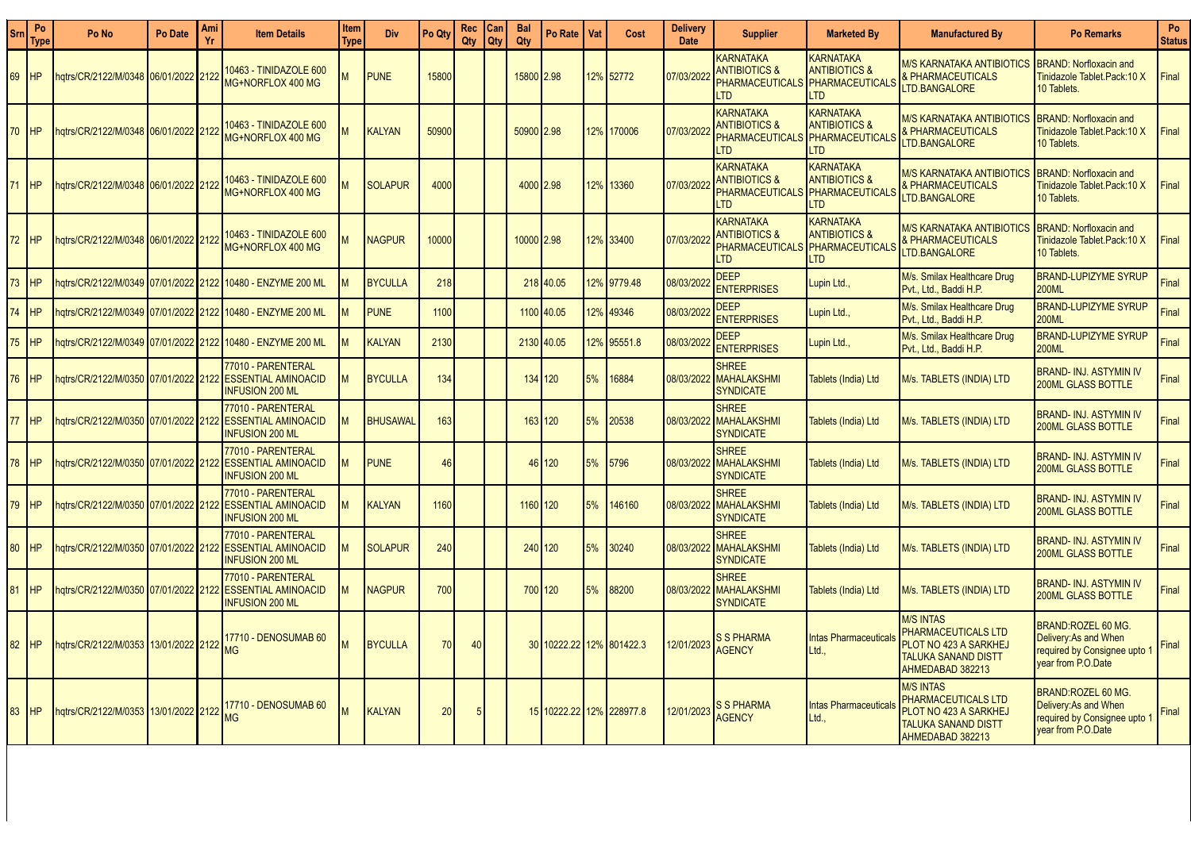| Srn | Po Type | Po No | Po Date | Ami Yr | Item Details | Item Type | Div | Po Qty | Rec Qty | Can Qty | Bal Qty | Po Rate | Vat | Cost | Delivery Date | Supplier | Marketed By | Manufactured By | Po Remarks | Po Status |
|---|---|---|---|---|---|---|---|---|---|---|---|---|---|---|---|---|---|---|---|---|
| 69 | HP | hqtrs/CR/2122/M/0348 | 06/01/2022 | 2122 | 10463 - TINIDAZOLE 600 MG+NORFLOX 400 MG | M | PUNE | 15800 | | | 15800 | 2.98 | 12% | 52772 | 07/03/2022 | KARNATAKA ANTIBIOTICS & PHARMACEUTICALS LTD | KARNATAKA ANTIBIOTICS & PHARMACEUTICALS LTD | M/S KARNATAKA ANTIBIOTICS & PHARMACEUTICALS LTD.BANGALORE | BRAND: Norfloxacin and Tinidazole Tablet.Pack:10 X 10 Tablets. | Final |
| 70 | HP | hqtrs/CR/2122/M/0348 | 06/01/2022 | 2122 | 10463 - TINIDAZOLE 600 MG+NORFLOX 400 MG | M | KALYAN | 50900 | | | 50900 | 2.98 | 12% | 170006 | 07/03/2022 | KARNATAKA ANTIBIOTICS & PHARMACEUTICALS LTD | KARNATAKA ANTIBIOTICS & PHARMACEUTICALS LTD | M/S KARNATAKA ANTIBIOTICS & PHARMACEUTICALS LTD.BANGALORE | BRAND: Norfloxacin and Tinidazole Tablet.Pack:10 X 10 Tablets. | Final |
| 71 | HP | hqtrs/CR/2122/M/0348 | 06/01/2022 | 2122 | 10463 - TINIDAZOLE 600 MG+NORFLOX 400 MG | M | SOLAPUR | 4000 | | | 4000 | 2.98 | 12% | 13360 | 07/03/2022 | KARNATAKA ANTIBIOTICS & PHARMACEUTICALS LTD | KARNATAKA ANTIBIOTICS & PHARMACEUTICALS LTD | M/S KARNATAKA ANTIBIOTICS & PHARMACEUTICALS LTD.BANGALORE | BRAND: Norfloxacin and Tinidazole Tablet.Pack:10 X 10 Tablets. | Final |
| 72 | HP | hqtrs/CR/2122/M/0348 | 06/01/2022 | 2122 | 10463 - TINIDAZOLE 600 MG+NORFLOX 400 MG | M | NAGPUR | 10000 | | | 10000 | 2.98 | 12% | 33400 | 07/03/2022 | KARNATAKA ANTIBIOTICS & PHARMACEUTICALS LTD | KARNATAKA ANTIBIOTICS & PHARMACEUTICALS LTD | M/S KARNATAKA ANTIBIOTICS & PHARMACEUTICALS LTD.BANGALORE | BRAND: Norfloxacin and Tinidazole Tablet.Pack:10 X 10 Tablets. | Final |
| 73 | HP | hqtrs/CR/2122/M/0349 | 07/01/2022 | 2122 | 10480 - ENZYME 200 ML | M | BYCULLA | 218 | | | 218 | 40.05 | 12% | 9779.48 | 08/03/2022 | DEEP ENTERPRISES | Lupin Ltd., | M/s. Smilax Healthcare Drug Pvt., Ltd., Baddi H.P. | BRAND-LUPIZYME SYRUP 200ML | Final |
| 74 | HP | hqtrs/CR/2122/M/0349 | 07/01/2022 | 2122 | 10480 - ENZYME 200 ML | M | PUNE | 1100 | | | 1100 | 40.05 | 12% | 49346 | 08/03/2022 | DEEP ENTERPRISES | Lupin Ltd., | M/s. Smilax Healthcare Drug Pvt., Ltd., Baddi H.P. | BRAND-LUPIZYME SYRUP 200ML | Final |
| 75 | HP | hqtrs/CR/2122/M/0349 | 07/01/2022 | 2122 | 10480 - ENZYME 200 ML | M | KALYAN | 2130 | | | 2130 | 40.05 | 12% | 95551.8 | 08/03/2022 | DEEP ENTERPRISES | Lupin Ltd., | M/s. Smilax Healthcare Drug Pvt., Ltd., Baddi H.P. | BRAND-LUPIZYME SYRUP 200ML | Final |
| 76 | HP | hqtrs/CR/2122/M/0350 | 07/01/2022 | 2122 | 77010 - PARENTERAL ESSENTIAL AMINOACID INFUSION 200 ML | M | BYCULLA | 134 | | | 134 | 120 | 5% | 16884 | 08/03/2022 | SHREE MAHALAKSHMI SYNDICATE | Tablets (India) Ltd | M/s. TABLETS (INDIA) LTD | BRAND- INJ. ASTYMIN IV 200ML GLASS BOTTLE | Final |
| 77 | HP | hqtrs/CR/2122/M/0350 | 07/01/2022 | 2122 | 77010 - PARENTERAL ESSENTIAL AMINOACID INFUSION 200 ML | M | BHUSAWAL | 163 | | | 163 | 120 | 5% | 20538 | 08/03/2022 | SHREE MAHALAKSHMI SYNDICATE | Tablets (India) Ltd | M/s. TABLETS (INDIA) LTD | BRAND- INJ. ASTYMIN IV 200ML GLASS BOTTLE | Final |
| 78 | HP | hqtrs/CR/2122/M/0350 | 07/01/2022 | 2122 | 77010 - PARENTERAL ESSENTIAL AMINOACID INFUSION 200 ML | M | PUNE | 46 | | | 46 | 120 | 5% | 5796 | 08/03/2022 | SHREE MAHALAKSHMI SYNDICATE | Tablets (India) Ltd | M/s. TABLETS (INDIA) LTD | BRAND- INJ. ASTYMIN IV 200ML GLASS BOTTLE | Final |
| 79 | HP | hqtrs/CR/2122/M/0350 | 07/01/2022 | 2122 | 77010 - PARENTERAL ESSENTIAL AMINOACID INFUSION 200 ML | M | KALYAN | 1160 | | | 1160 | 120 | 5% | 146160 | 08/03/2022 | SHREE MAHALAKSHMI SYNDICATE | Tablets (India) Ltd | M/s. TABLETS (INDIA) LTD | BRAND- INJ. ASTYMIN IV 200ML GLASS BOTTLE | Final |
| 80 | HP | hqtrs/CR/2122/M/0350 | 07/01/2022 | 2122 | 77010 - PARENTERAL ESSENTIAL AMINOACID INFUSION 200 ML | M | SOLAPUR | 240 | | | 240 | 120 | 5% | 30240 | 08/03/2022 | SHREE MAHALAKSHMI SYNDICATE | Tablets (India) Ltd | M/s. TABLETS (INDIA) LTD | BRAND- INJ. ASTYMIN IV 200ML GLASS BOTTLE | Final |
| 81 | HP | hqtrs/CR/2122/M/0350 | 07/01/2022 | 2122 | 77010 - PARENTERAL ESSENTIAL AMINOACID INFUSION 200 ML | M | NAGPUR | 700 | | | 700 | 120 | 5% | 88200 | 08/03/2022 | SHREE MAHALAKSHMI SYNDICATE | Tablets (India) Ltd | M/s. TABLETS (INDIA) LTD | BRAND- INJ. ASTYMIN IV 200ML GLASS BOTTLE | Final |
| 82 | HP | hqtrs/CR/2122/M/0353 | 13/01/2022 | 2122 | 17710 - DENOSUMAB 60 MG | M | BYCULLA | 70 | 40 | | 30 | 10222.22 | 12% | 801422.3 | 12/01/2023 | S S PHARMA AGENCY | Intas Pharmaceuticals Ltd., | M/S INTAS PHARMACEUTICALS LTD PLOT NO 423 A SARKHEJ TALUKA SANAND DISTT AHMEDABAD 382213 | BRAND:ROZEL 60 MG. Delivery:As and When required by Consignee upto 1 year from P.O.Date | Final |
| 83 | HP | hqtrs/CR/2122/M/0353 | 13/01/2022 | 2122 | 17710 - DENOSUMAB 60 MG | M | KALYAN | 20 | 5 | | 15 | 10222.22 | 12% | 228977.8 | 12/01/2023 | S S PHARMA AGENCY | Intas Pharmaceuticals Ltd., | M/S INTAS PHARMACEUTICALS LTD PLOT NO 423 A SARKHEJ TALUKA SANAND DISTT AHMEDABAD 382213 | BRAND:ROZEL 60 MG. Delivery:As and When required by Consignee upto 1 year from P.O.Date | Final |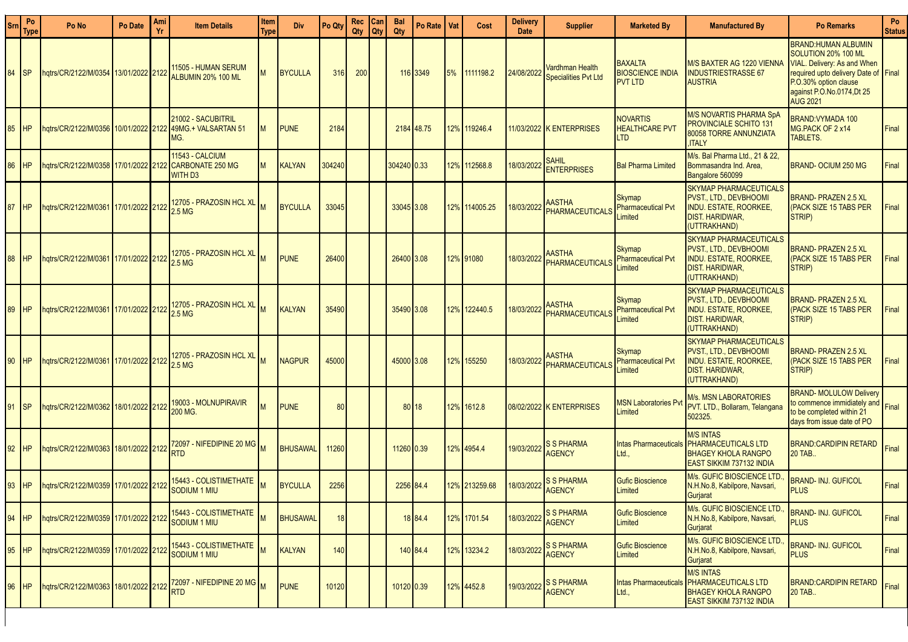| Srn | Po Type | Po No | Po Date | Ami Yr | Item Details | Item Type | Div | Po Qty | Rec Qty | Can Qty | Bal Qty | Po Rate | Vat | Cost | Delivery Date | Supplier | Marketed By | Manufactured By | Po Remarks | Po Status |
|---|---|---|---|---|---|---|---|---|---|---|---|---|---|---|---|---|---|---|---|---|
| 84 | SP | hqtrs/CR/2122/M/0354 | 13/01/2022 | 2122 | 11505 - HUMAN SERUM ALBUMIN 20% 100 ML | M | BYCULLA | 316 | 200 | | 116 | 3349 | 5% | 1111198.2 | 24/08/2022 | Vardhman Health Specialities Pvt Ltd | BAXALTA BIOSCIENCE INDIA PVT LTD | M/S BAXTER AG 1220 VIENNA INDUSTRIESTRASSE 67 AUSTRIA | BRAND:HUMAN ALBUMIN SOLUTION 20% 100 ML VIAL. Delivery: As and When required upto delivery Date of P.O.30% option clause against P.O.No.0174,Dt 25 AUG 2021 | Final |
| 85 | HP | hqtrs/CR/2122/M/0356 | 10/01/2022 | 2122 | 21002 - SACUBITRIL 49MG.+ VALSARTAN 51 MG. | M | PUNE | 2184 | | | 2184 | 48.75 | 12% | 119246.4 | 11/03/2022 | K ENTERPRISES | NOVARTIS HEALTHCARE PVT LTD | M/S NOVARTIS PHARMA SpA PROVINCIALE SCHITO 131 80058 TORRE ANNUNZIATA ,ITALY | BRAND:VYMADA 100 MG.PACK OF 2 x14 TABLETS. | Final |
| 86 | HP | hqtrs/CR/2122/M/0358 | 17/01/2022 | 2122 | 11543 - CALCIUM CARBONATE 250 MG WITH D3 | M | KALYAN | 304240 | | | 304240 | 0.33 | 12% | 112568.8 | 18/03/2022 | SAHIL ENTERPRISES | Bal Pharma Limited | M/s. Bal Pharma Ltd., 21 & 22, Bommasandra Ind. Area, Bangalore 560099 | BRAND- OCIUM 250 MG | Final |
| 87 | HP | hqtrs/CR/2122/M/0361 | 17/01/2022 | 2122 | 12705 - PRAZOSIN HCL XL 2.5 MG | M | BYCULLA | 33045 | | | 33045 | 3.08 | 12% | 114005.25 | 18/03/2022 | AASTHA PHARMACEUTICALS | Skymap Pharmaceutical Pvt Limited | SKYMAP PHARMACEUTICALS PVST., LTD., DEVBHOOMI INDU. ESTATE, ROORKEE, DIST. HARIDWAR, (UTTRAKHAND) | BRAND- PRAZEN 2.5 XL (PACK SIZE 15 TABS PER STRIP) | Final |
| 88 | HP | hqtrs/CR/2122/M/0361 | 17/01/2022 | 2122 | 12705 - PRAZOSIN HCL XL 2.5 MG | M | PUNE | 26400 | | | 26400 | 3.08 | 12% | 91080 | 18/03/2022 | AASTHA PHARMACEUTICALS | Skymap Pharmaceutical Pvt Limited | SKYMAP PHARMACEUTICALS PVST., LTD., DEVBHOOMI INDU. ESTATE, ROORKEE, DIST. HARIDWAR, (UTTRAKHAND) | BRAND- PRAZEN 2.5 XL (PACK SIZE 15 TABS PER STRIP) | Final |
| 89 | HP | hqtrs/CR/2122/M/0361 | 17/01/2022 | 2122 | 12705 - PRAZOSIN HCL XL 2.5 MG | M | KALYAN | 35490 | | | 35490 | 3.08 | 12% | 122440.5 | 18/03/2022 | AASTHA PHARMACEUTICALS | Skymap Pharmaceutical Pvt Limited | SKYMAP PHARMACEUTICALS PVST., LTD., DEVBHOOMI INDU. ESTATE, ROORKEE, DIST. HARIDWAR, (UTTRAKHAND) | BRAND- PRAZEN 2.5 XL (PACK SIZE 15 TABS PER STRIP) | Final |
| 90 | HP | hqtrs/CR/2122/M/0361 | 17/01/2022 | 2122 | 12705 - PRAZOSIN HCL XL 2.5 MG | M | NAGPUR | 45000 | | | 45000 | 3.08 | 12% | 155250 | 18/03/2022 | AASTHA PHARMACEUTICALS | Skymap Pharmaceutical Pvt Limited | SKYMAP PHARMACEUTICALS PVST., LTD., DEVBHOOMI INDU. ESTATE, ROORKEE, DIST. HARIDWAR, (UTTRAKHAND) | BRAND- PRAZEN 2.5 XL (PACK SIZE 15 TABS PER STRIP) | Final |
| 91 | SP | hqtrs/CR/2122/M/0362 | 18/01/2022 | 2122 | 19003 - MOLNUPIRAVIR 200 MG. | M | PUNE | 80 | | | 80 | 18 | 12% | 1612.8 | 08/02/2022 | K ENTERPRISES | MSN Laboratories Pvt Limited | M/s. MSN LABORATORIES PVT. LTD., Bollaram, Telangana 502325. | BRAND- MOLULOW Delivery to commence immidiately and to be completed within 21 days from issue date of PO | Final |
| 92 | HP | hqtrs/CR/2122/M/0363 | 18/01/2022 | 2122 | 72097 - NIFEDIPINE 20 MG RTD | M | BHUSAWAL | 11260 | | | 11260 | 0.39 | 12% | 4954.4 | 19/03/2022 | S S PHARMA AGENCY | Intas Pharmaceuticals Ltd., | M/S INTAS PHARMACEUTICALS LTD BHAGEY KHOLA RANGPO EAST SIKKIM 737132 INDIA | BRAND:CARDIPIN RETARD 20 TAB.. | Final |
| 93 | HP | hqtrs/CR/2122/M/0359 | 17/01/2022 | 2122 | 15443 - COLISTIMETHATE SODIUM 1 MIU | M | BYCULLA | 2256 | | | 2256 | 84.4 | 12% | 213259.68 | 18/03/2022 | S S PHARMA AGENCY | Gufic Bioscience Limited | M/s. GUFIC BIOSCIENCE LTD., N.H.No.8, Kabilpore, Navsari, Gurjarat | BRAND- INJ. GUFICOL PLUS | Final |
| 94 | HP | hqtrs/CR/2122/M/0359 | 17/01/2022 | 2122 | 15443 - COLISTIMETHATE SODIUM 1 MIU | M | BHUSAWAL | 18 | | | 18 | 84.4 | 12% | 1701.54 | 18/03/2022 | S S PHARMA AGENCY | Gufic Bioscience Limited | M/s. GUFIC BIOSCIENCE LTD., N.H.No.8, Kabilpore, Navsari, Gurjarat | BRAND- INJ. GUFICOL PLUS | Final |
| 95 | HP | hqtrs/CR/2122/M/0359 | 17/01/2022 | 2122 | 15443 - COLISTIMETHATE SODIUM 1 MIU | M | KALYAN | 140 | | | 140 | 84.4 | 12% | 13234.2 | 18/03/2022 | S S PHARMA AGENCY | Gufic Bioscience Limited | M/s. GUFIC BIOSCIENCE LTD., N.H.No.8, Kabilpore, Navsari, Gurjarat | BRAND- INJ. GUFICOL PLUS | Final |
| 96 | HP | hqtrs/CR/2122/M/0363 | 18/01/2022 | 2122 | 72097 - NIFEDIPINE 20 MG RTD | M | PUNE | 10120 | | | 10120 | 0.39 | 12% | 4452.8 | 19/03/2022 | S S PHARMA AGENCY | Intas Pharmaceuticals Ltd., | M/S INTAS PHARMACEUTICALS LTD BHAGEY KHOLA RANGPO EAST SIKKIM 737132 INDIA | BRAND:CARDIPIN RETARD 20 TAB.. | Final |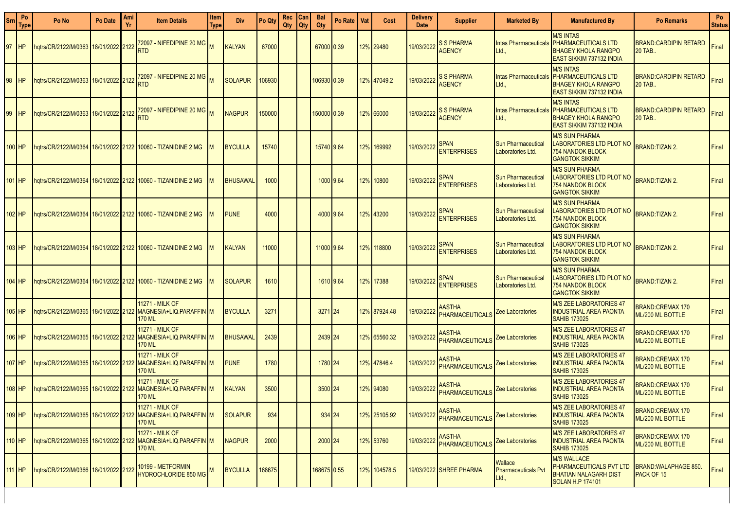| Srn | Po Type | Po No | Po Date | Ami Yr | Item Details | Item Type | Div | Po Qty | Rec Qty | Can Qty | Bal Qty | Po Rate | Vat | Cost | Delivery Date | Supplier | Marketed By | Manufactured By | Po Remarks | Po Status |
|---|---|---|---|---|---|---|---|---|---|---|---|---|---|---|---|---|---|---|---|---|
| 97 | HP | hqtrs/CR/2122/M/0363 | 18/01/2022 | 2122 | 72097 - NIFEDIPINE 20 MG RTD | M | KALYAN | 67000 | | | 67000 | 0.39 | 12% | 29480 | 19/03/2022 | S S PHARMA AGENCY | Intas Pharmaceuticals Ltd., | M/S INTAS PHARMACEUTICALS LTD BHAGEY KHOLA RANGPO EAST SIKKIM 737132 INDIA | BRAND:CARDIPIN RETARD 20 TAB.. | Final |
| 98 | HP | hqtrs/CR/2122/M/0363 | 18/01/2022 | 2122 | 72097 - NIFEDIPINE 20 MG RTD | M | SOLAPUR | 106930 | | | 106930 | 0.39 | 12% | 47049.2 | 19/03/2022 | S S PHARMA AGENCY | Intas Pharmaceuticals Ltd., | M/S INTAS PHARMACEUTICALS LTD BHAGEY KHOLA RANGPO EAST SIKKIM 737132 INDIA | BRAND:CARDIPIN RETARD 20 TAB.. | Final |
| 99 | HP | hqtrs/CR/2122/M/0363 | 18/01/2022 | 2122 | 72097 - NIFEDIPINE 20 MG RTD | M | NAGPUR | 150000 | | | 150000 | 0.39 | 12% | 66000 | 19/03/2022 | S S PHARMA AGENCY | Intas Pharmaceuticals Ltd., | M/S INTAS PHARMACEUTICALS LTD BHAGEY KHOLA RANGPO EAST SIKKIM 737132 INDIA | BRAND:CARDIPIN RETARD 20 TAB.. | Final |
| 100 | HP | hqtrs/CR/2122/M/0364 | 18/01/2022 | 2122 | 10060 - TIZANIDINE 2 MG | M | BYCULLA | 15740 | | | 15740 | 9.64 | 12% | 169992 | 19/03/2022 | SPAN ENTERPRISES | Sun Pharmaceutical Laboratories Ltd. | M/S SUN PHARMA LABORATORIES LTD PLOT NO 754 NANDOK BLOCK GANGTOK SIKKIM | BRAND:TIZAN 2. | Final |
| 101 | HP | hqtrs/CR/2122/M/0364 | 18/01/2022 | 2122 | 10060 - TIZANIDINE 2 MG | M | BHUSAWAL | 1000 | | | 1000 | 9.64 | 12% | 10800 | 19/03/2022 | SPAN ENTERPRISES | Sun Pharmaceutical Laboratories Ltd. | M/S SUN PHARMA LABORATORIES LTD PLOT NO 754 NANDOK BLOCK GANGTOK SIKKIM | BRAND:TIZAN 2. | Final |
| 102 | HP | hqtrs/CR/2122/M/0364 | 18/01/2022 | 2122 | 10060 - TIZANIDINE 2 MG | M | PUNE | 4000 | | | 4000 | 9.64 | 12% | 43200 | 19/03/2022 | SPAN ENTERPRISES | Sun Pharmaceutical Laboratories Ltd. | M/S SUN PHARMA LABORATORIES LTD PLOT NO 754 NANDOK BLOCK GANGTOK SIKKIM | BRAND:TIZAN 2. | Final |
| 103 | HP | hqtrs/CR/2122/M/0364 | 18/01/2022 | 2122 | 10060 - TIZANIDINE 2 MG | M | KALYAN | 11000 | | | 11000 | 9.64 | 12% | 118800 | 19/03/2022 | SPAN ENTERPRISES | Sun Pharmaceutical Laboratories Ltd. | M/S SUN PHARMA LABORATORIES LTD PLOT NO 754 NANDOK BLOCK GANGTOK SIKKIM | BRAND:TIZAN 2. | Final |
| 104 | HP | hqtrs/CR/2122/M/0364 | 18/01/2022 | 2122 | 10060 - TIZANIDINE 2 MG | M | SOLAPUR | 1610 | | | 1610 | 9.64 | 12% | 17388 | 19/03/2022 | SPAN ENTERPRISES | Sun Pharmaceutical Laboratories Ltd. | M/S SUN PHARMA LABORATORIES LTD PLOT NO 754 NANDOK BLOCK GANGTOK SIKKIM | BRAND:TIZAN 2. | Final |
| 105 | HP | hqtrs/CR/2122/M/0365 | 18/01/2022 | 2122 | 11271 - MILK OF MAGNESIA+LIQ.PARAFFIN 170 ML | M | BYCULLA | 3271 | | | 3271 | 24 | 12% | 87924.48 | 19/03/2022 | AASTHA PHARMACEUTICALS | Zee Laboratories | M/S ZEE LABORATORIES 47 INDUSTRIAL AREA PAONTA SAHIB 173025 | BRAND:CREMAX 170 ML/200 ML BOTTLE | Final |
| 106 | HP | hqtrs/CR/2122/M/0365 | 18/01/2022 | 2122 | 11271 - MILK OF MAGNESIA+LIQ.PARAFFIN 170 ML | M | BHUSAWAL | 2439 | | | 2439 | 24 | 12% | 65560.32 | 19/03/2022 | AASTHA PHARMACEUTICALS | Zee Laboratories | M/S ZEE LABORATORIES 47 INDUSTRIAL AREA PAONTA SAHIB 173025 | BRAND:CREMAX 170 ML/200 ML BOTTLE | Final |
| 107 | HP | hqtrs/CR/2122/M/0365 | 18/01/2022 | 2122 | 11271 - MILK OF MAGNESIA+LIQ.PARAFFIN 170 ML | M | PUNE | 1780 | | | 1780 | 24 | 12% | 47846.4 | 19/03/2022 | AASTHA PHARMACEUTICALS | Zee Laboratories | M/S ZEE LABORATORIES 47 INDUSTRIAL AREA PAONTA SAHIB 173025 | BRAND:CREMAX 170 ML/200 ML BOTTLE | Final |
| 108 | HP | hqtrs/CR/2122/M/0365 | 18/01/2022 | 2122 | 11271 - MILK OF MAGNESIA+LIQ.PARAFFIN 170 ML | M | KALYAN | 3500 | | | 3500 | 24 | 12% | 94080 | 19/03/2022 | AASTHA PHARMACEUTICALS | Zee Laboratories | M/S ZEE LABORATORIES 47 INDUSTRIAL AREA PAONTA SAHIB 173025 | BRAND:CREMAX 170 ML/200 ML BOTTLE | Final |
| 109 | HP | hqtrs/CR/2122/M/0365 | 18/01/2022 | 2122 | 11271 - MILK OF MAGNESIA+LIQ.PARAFFIN 170 ML | M | SOLAPUR | 934 | | | 934 | 24 | 12% | 25105.92 | 19/03/2022 | AASTHA PHARMACEUTICALS | Zee Laboratories | M/S ZEE LABORATORIES 47 INDUSTRIAL AREA PAONTA SAHIB 173025 | BRAND:CREMAX 170 ML/200 ML BOTTLE | Final |
| 110 | HP | hqtrs/CR/2122/M/0365 | 18/01/2022 | 2122 | 11271 - MILK OF MAGNESIA+LIQ.PARAFFIN 170 ML | M | NAGPUR | 2000 | | | 2000 | 24 | 12% | 53760 | 19/03/2022 | AASTHA PHARMACEUTICALS | Zee Laboratories | M/S ZEE LABORATORIES 47 INDUSTRIAL AREA PAONTA SAHIB 173025 | BRAND:CREMAX 170 ML/200 ML BOTTLE | Final |
| 111 | HP | hqtrs/CR/2122/M/0366 | 18/01/2022 | 2122 | 10199 - METFORMIN HYDROCHLORIDE 850 MG | M | BYCULLA | 168675 | | | 168675 | 0.55 | 12% | 104578.5 | 19/03/2022 | SHREE PHARMA | Wallace Pharmaceuticals Pvt Ltd., | M/S WALLACE PHARMACEUTICALS PVT LTD BHATIAN NALAGARH DIST SOLAN H.P 174101 | BRAND:WALAPHAGE 850. PACK OF 15 | Final |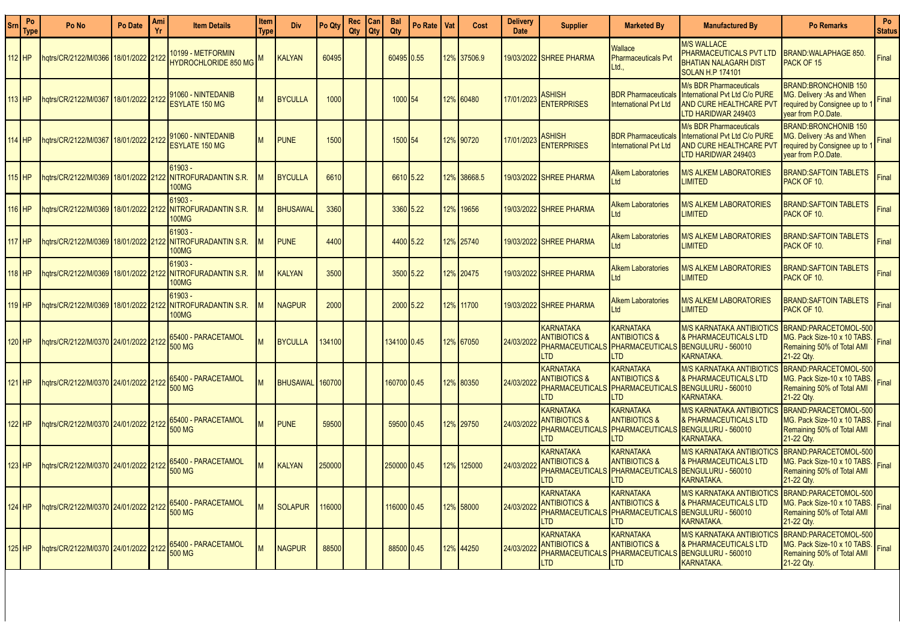| Srn | Po Type | Po No | Po Date | Ami Yr | Item Details | Item Type | Div | Po Qty | Rec Qty | Can Qty | Bal Qty | Po Rate | Vat | Cost | Delivery Date | Supplier | Marketed By | Manufactured By | Po Remarks | Po Status |
|---|---|---|---|---|---|---|---|---|---|---|---|---|---|---|---|---|---|---|---|---|
| 112 | HP | hqtrs/CR/2122/M/0366 | 18/01/2022 | 2122 | 10199 - METFORMIN HYDROCHLORIDE 850 MG | M | KALYAN | 60495 | | | 60495 | 0.55 | 12% | 37506.9 | 19/03/2022 | SHREE PHARMA | Wallace Pharmaceuticals Pvt Ltd., | M/S WALLACE PHARMACEUTICALS PVT LTD BHATIAN NALAGARH DIST SOLAN H.P 174101 | BRAND:WALAPHAGE 850. PACK OF 15 | Final |
| 113 | HP | hqtrs/CR/2122/M/0367 | 18/01/2022 | 2122 | 91060 - NINTEDANIB ESYLATE 150 MG | M | BYCULLA | 1000 | | | 1000 | 54 | 12% | 60480 | 17/01/2023 | ASHISH ENTERPRISES | BDR Pharmaceuticals International Pvt Ltd | M/s BDR Pharmaceuticals International Pvt Ltd C/o PURE AND CURE HEALTHCARE PVT LTD HARIDWAR 249403 | BRAND:BRONCHONIB 150 MG. Delivery :As and When required by Consignee up to 1 year from P.O.Date. | Final |
| 114 | HP | hqtrs/CR/2122/M/0367 | 18/01/2022 | 2122 | 91060 - NINTEDANIB ESYLATE 150 MG | M | PUNE | 1500 | | | 1500 | 54 | 12% | 90720 | 17/01/2023 | ASHISH ENTERPRISES | BDR Pharmaceuticals International Pvt Ltd | M/s BDR Pharmaceuticals International Pvt Ltd C/o PURE AND CURE HEALTHCARE PVT LTD HARIDWAR 249403 | BRAND:BRONCHONIB 150 MG. Delivery :As and When required by Consignee up to 1 year from P.O.Date. | Final |
| 115 | HP | hqtrs/CR/2122/M/0369 | 18/01/2022 | 2122 | 61903 - NITROFURADANTIN S.R. 100MG | M | BYCULLA | 6610 | | | 6610 | 5.22 | 12% | 38668.5 | 19/03/2022 | SHREE PHARMA | Alkem Laboratories Ltd | M/S ALKEM LABORATORIES LIMITED | BRAND:SAFTOIN TABLETS PACK OF 10. | Final |
| 116 | HP | hqtrs/CR/2122/M/0369 | 18/01/2022 | 2122 | 61903 - NITROFURADANTIN S.R. 100MG | M | BHUSAWAL | 3360 | | | 3360 | 5.22 | 12% | 19656 | 19/03/2022 | SHREE PHARMA | Alkem Laboratories Ltd | M/S ALKEM LABORATORIES LIMITED | BRAND:SAFTOIN TABLETS PACK OF 10. | Final |
| 117 | HP | hqtrs/CR/2122/M/0369 | 18/01/2022 | 2122 | 61903 - NITROFURADANTIN S.R. 100MG | M | PUNE | 4400 | | | 4400 | 5.22 | 12% | 25740 | 19/03/2022 | SHREE PHARMA | Alkem Laboratories Ltd | M/S ALKEM LABORATORIES LIMITED | BRAND:SAFTOIN TABLETS PACK OF 10. | Final |
| 118 | HP | hqtrs/CR/2122/M/0369 | 18/01/2022 | 2122 | 61903 - NITROFURADANTIN S.R. 100MG | M | KALYAN | 3500 | | | 3500 | 5.22 | 12% | 20475 | 19/03/2022 | SHREE PHARMA | Alkem Laboratories Ltd | M/S ALKEM LABORATORIES LIMITED | BRAND:SAFTOIN TABLETS PACK OF 10. | Final |
| 119 | HP | hqtrs/CR/2122/M/0369 | 18/01/2022 | 2122 | 61903 - NITROFURADANTIN S.R. 100MG | M | NAGPUR | 2000 | | | 2000 | 5.22 | 12% | 11700 | 19/03/2022 | SHREE PHARMA | Alkem Laboratories Ltd | M/S ALKEM LABORATORIES LIMITED | BRAND:SAFTOIN TABLETS PACK OF 10. | Final |
| 120 | HP | hqtrs/CR/2122/M/0370 | 24/01/2022 | 2122 | 65400 - PARACETAMOL 500 MG | M | BYCULLA | 134100 | | | 134100 | 0.45 | 12% | 67050 | 24/03/2022 | KARNATAKA ANTIBIOTICS & PHARMACEUTICALS LTD | KARNATAKA ANTIBIOTICS & PHARMACEUTICALS LTD | M/S KARNATAKA ANTIBIOTICS & PHARMACEUTICALS LTD BENGULURU - 560010 KARNATAKA. | BRAND:PARACETOMOL-500 MG. Pack Size-10 x 10 TABS. Remaining 50% of Total AMI 21-22 Qty. | Final |
| 121 | HP | hqtrs/CR/2122/M/0370 | 24/01/2022 | 2122 | 65400 - PARACETAMOL 500 MG | M | BHUSAWAL | 160700 | | | 160700 | 0.45 | 12% | 80350 | 24/03/2022 | KARNATAKA ANTIBIOTICS & PHARMACEUTICALS LTD | KARNATAKA ANTIBIOTICS & PHARMACEUTICALS LTD | M/S KARNATAKA ANTIBIOTICS & PHARMACEUTICALS LTD BENGULURU - 560010 KARNATAKA. | BRAND:PARACETOMOL-500 MG. Pack Size-10 x 10 TABS. Remaining 50% of Total AMI 21-22 Qty. | Final |
| 122 | HP | hqtrs/CR/2122/M/0370 | 24/01/2022 | 2122 | 65400 - PARACETAMOL 500 MG | M | PUNE | 59500 | | | 59500 | 0.45 | 12% | 29750 | 24/03/2022 | KARNATAKA ANTIBIOTICS & PHARMACEUTICALS LTD | KARNATAKA ANTIBIOTICS & PHARMACEUTICALS LTD | M/S KARNATAKA ANTIBIOTICS & PHARMACEUTICALS LTD BENGULURU - 560010 KARNATAKA. | BRAND:PARACETOMOL-500 MG. Pack Size-10 x 10 TABS. Remaining 50% of Total AMI 21-22 Qty. | Final |
| 123 | HP | hqtrs/CR/2122/M/0370 | 24/01/2022 | 2122 | 65400 - PARACETAMOL 500 MG | M | KALYAN | 250000 | | | 250000 | 0.45 | 12% | 125000 | 24/03/2022 | KARNATAKA ANTIBIOTICS & PHARMACEUTICALS LTD | KARNATAKA ANTIBIOTICS & PHARMACEUTICALS LTD | M/S KARNATAKA ANTIBIOTICS & PHARMACEUTICALS LTD BENGULURU - 560010 KARNATAKA. | BRAND:PARACETOMOL-500 MG. Pack Size-10 x 10 TABS. Remaining 50% of Total AMI 21-22 Qty. | Final |
| 124 | HP | hqtrs/CR/2122/M/0370 | 24/01/2022 | 2122 | 65400 - PARACETAMOL 500 MG | M | SOLAPUR | 116000 | | | 116000 | 0.45 | 12% | 58000 | 24/03/2022 | KARNATAKA ANTIBIOTICS & PHARMACEUTICALS LTD | KARNATAKA ANTIBIOTICS & PHARMACEUTICALS LTD | M/S KARNATAKA ANTIBIOTICS & PHARMACEUTICALS LTD BENGULURU - 560010 KARNATAKA. | BRAND:PARACETOMOL-500 MG. Pack Size-10 x 10 TABS. Remaining 50% of Total AMI 21-22 Qty. | Final |
| 125 | HP | hqtrs/CR/2122/M/0370 | 24/01/2022 | 2122 | 65400 - PARACETAMOL 500 MG | M | NAGPUR | 88500 | | | 88500 | 0.45 | 12% | 44250 | 24/03/2022 | KARNATAKA ANTIBIOTICS & PHARMACEUTICALS LTD | KARNATAKA ANTIBIOTICS & PHARMACEUTICALS LTD | M/S KARNATAKA ANTIBIOTICS & PHARMACEUTICALS LTD BENGULURU - 560010 KARNATAKA. | BRAND:PARACETOMOL-500 MG. Pack Size-10 x 10 TABS. Remaining 50% of Total AMI 21-22 Qty. | Final |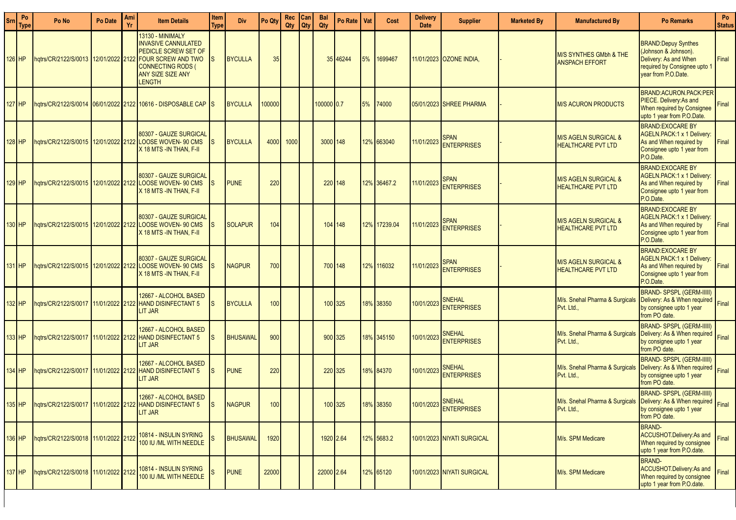| Srn | Po Type | Po No | Po Date | Ami Yr | Item Details | Item Type | Div | Po Qty | Rec Qty | Can Qty | Bal Qty | Po Rate | Vat | Cost | Delivery Date | Supplier | Marketed By | Manufactured By | Po Remarks | Po Status |
|---|---|---|---|---|---|---|---|---|---|---|---|---|---|---|---|---|---|---|---|---|
| 126 | HP | hqtrs/CR/2122/S/0013 | 12/01/2022 | 2122 | 13130 - MINIMALY INVASIVE CANNULATED PEDICLE SCREW SET OF FOUR SCREW AND TWO CONNECTING RODS ( ANY SIZE SIZE ANY LENGTH | S | BYCULLA | 35 | | | 35 | 46244 | 5% | 1699467 | 11/01/2023 | OZONE INDIA, | - | M/S SYNTHES GMbh & THE ANSPACH EFFORT | BRAND:Depuy Synthes (Johnson & Johnson). Delivery: As and When required by Consignee upto 1 year from P.O.Date. | Final |
| 127 | HP | hqtrs/CR/2122/S/0014 | 06/01/2022 | 2122 | 10616 - DISPOSABLE CAP | S | BYCULLA | 100000 | | | 100000 | 0.7 | 5% | 74000 | 05/01/2023 | SHREE PHARMA | - | M/S ACURON PRODUCTS | BRAND:ACURON.PACK:PER PIECE. Delivery:As and When required by Consignee upto 1 year from P.O.Date. | Final |
| 128 | HP | hqtrs/CR/2122/S/0015 | 12/01/2022 | 2122 | 80307 - GAUZE SURGICAL LOOSE WOVEN- 90 CMS X 18 MTS -IN THAN, F-II | S | BYCULLA | 4000 | 1000 | | 3000 | 148 | 12% | 663040 | 11/01/2023 | SPAN ENTERPRISES | - | M/S AGELN SURGICAL & HEALTHCARE PVT LTD | BRAND:EXOCARE BY AGELN.PACK:1 x 1 Delivery: As and When required by Consignee upto 1 year from P.O.Date. | Final |
| 129 | HP | hqtrs/CR/2122/S/0015 | 12/01/2022 | 2122 | 80307 - GAUZE SURGICAL LOOSE WOVEN- 90 CMS X 18 MTS -IN THAN, F-II | S | PUNE | 220 | | | 220 | 148 | 12% | 36467.2 | 11/01/2023 | SPAN ENTERPRISES | - | M/S AGELN SURGICAL & HEALTHCARE PVT LTD | BRAND:EXOCARE BY AGELN.PACK:1 x 1 Delivery: As and When required by Consignee upto 1 year from P.O.Date. | Final |
| 130 | HP | hqtrs/CR/2122/S/0015 | 12/01/2022 | 2122 | 80307 - GAUZE SURGICAL LOOSE WOVEN- 90 CMS X 18 MTS -IN THAN, F-II | S | SOLAPUR | 104 | | | 104 | 148 | 12% | 17239.04 | 11/01/2023 | SPAN ENTERPRISES | - | M/S AGELN SURGICAL & HEALTHCARE PVT LTD | BRAND:EXOCARE BY AGELN.PACK:1 x 1 Delivery: As and When required by Consignee upto 1 year from P.O.Date. | Final |
| 131 | HP | hqtrs/CR/2122/S/0015 | 12/01/2022 | 2122 | 80307 - GAUZE SURGICAL LOOSE WOVEN- 90 CMS X 18 MTS -IN THAN, F-II | S | NAGPUR | 700 | | | 700 | 148 | 12% | 116032 | 11/01/2023 | SPAN ENTERPRISES | - | M/S AGELN SURGICAL & HEALTHCARE PVT LTD | BRAND:EXOCARE BY AGELN.PACK:1 x 1 Delivery: As and When required by Consignee upto 1 year from P.O.Date. | Final |
| 132 | HP | hqtrs/CR/2122/S/0017 | 11/01/2022 | 2122 | 12667 - ALCOHOL BASED HAND DISINFECTANT 5 LIT JAR | S | BYCULLA | 100 | | | 100 | 325 | 18% | 38350 | 10/01/2023 | SNEHAL ENTERPRISES | - | M/s. Snehal Pharma & Surgicals Pvt. Ltd., | BRAND- SPSPL (GERM-IIIII) Delivery: As & When required by consignee upto 1 year from PO date. | Final |
| 133 | HP | hqtrs/CR/2122/S/0017 | 11/01/2022 | 2122 | 12667 - ALCOHOL BASED HAND DISINFECTANT 5 LIT JAR | S | BHUSAWAL | 900 | | | 900 | 325 | 18% | 345150 | 10/01/2023 | SNEHAL ENTERPRISES | - | M/s. Snehal Pharma & Surgicals Pvt. Ltd., | BRAND- SPSPL (GERM-IIIII) Delivery: As & When required by consignee upto 1 year from PO date. | Final |
| 134 | HP | hqtrs/CR/2122/S/0017 | 11/01/2022 | 2122 | 12667 - ALCOHOL BASED HAND DISINFECTANT 5 LIT JAR | S | PUNE | 220 | | | 220 | 325 | 18% | 84370 | 10/01/2023 | SNEHAL ENTERPRISES | - | M/s. Snehal Pharma & Surgicals Pvt. Ltd., | BRAND- SPSPL (GERM-IIIII) Delivery: As & When required by consignee upto 1 year from PO date. | Final |
| 135 | HP | hqtrs/CR/2122/S/0017 | 11/01/2022 | 2122 | 12667 - ALCOHOL BASED HAND DISINFECTANT 5 LIT JAR | S | NAGPUR | 100 | | | 100 | 325 | 18% | 38350 | 10/01/2023 | SNEHAL ENTERPRISES | - | M/s. Snehal Pharma & Surgicals Pvt. Ltd., | BRAND- SPSPL (GERM-IIIII) Delivery: As & When required by consignee upto 1 year from PO date. | Final |
| 136 | HP | hqtrs/CR/2122/S/0018 | 11/01/2022 | 2122 | 10814 - INSULIN SYRING 100 IU /ML WITH NEEDLE | S | BHUSAWAL | 1920 | | | 1920 | 2.64 | 12% | 5683.2 | 10/01/2023 | NIYATI SURGICAL | | M/s. SPM Medicare | BRAND- ACCUSHOT.Delivery:As and When required by consignee upto 1 year from P.O.date. | Final |
| 137 | HP | hqtrs/CR/2122/S/0018 | 11/01/2022 | 2122 | 10814 - INSULIN SYRING 100 IU /ML WITH NEEDLE | S | PUNE | 22000 | | | 22000 | 2.64 | 12% | 65120 | 10/01/2023 | NIYATI SURGICAL | | M/s. SPM Medicare | BRAND- ACCUSHOT.Delivery:As and When required by consignee upto 1 year from P.O.date. | Final |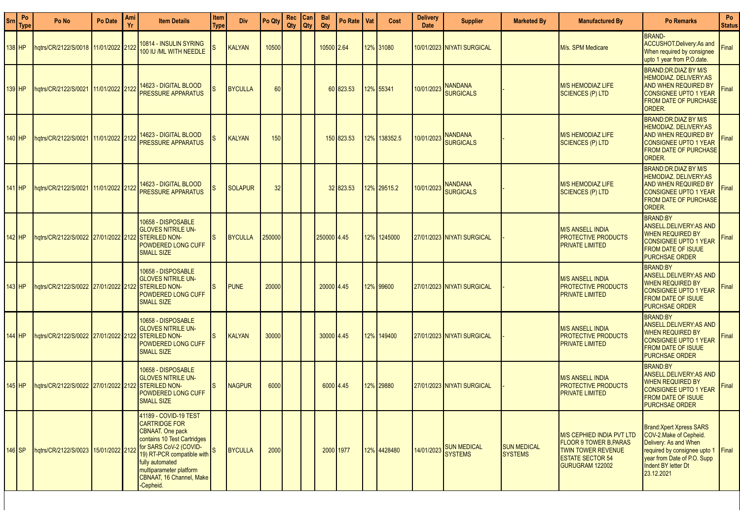| Srn | Po Type | Po No | Po Date | Ami Yr | Item Details | Item Type | Div | Po Qty | Rec Qty | Can Qty | Bal Qty | Po Rate | Vat | Cost | Delivery Date | Supplier | Marketed By | Manufactured By | Po Remarks | Po Status |
|---|---|---|---|---|---|---|---|---|---|---|---|---|---|---|---|---|---|---|---|---|
| 138 | HP | hqtrs/CR/2122/S/0018 | 11/01/2022 | 2122 | 10814 - INSULIN SYRING 100 IU /ML WITH NEEDLE | S | KALYAN | 10500 | | | 10500 | 2.64 | 12% | 31080 | 10/01/2023 | NIYATI SURGICAL | | M/s. SPM Medicare | BRAND-ACCUSHOT.Delivery:As and When required by consignee upto 1 year from P.O.date. | Final |
| 139 | HP | hqtrs/CR/2122/S/0021 | 11/01/2022 | 2122 | 14623 - DIGITAL BLOOD PRESSURE APPARATUS | S | BYCULLA | 60 | | | 60 | 823.53 | 12% | 55341 | 10/01/2023 | NANDANA SURGICALS | - | M/S HEMODIAZ LIFE SCIENCES (P) LTD | BRAND:DR.DIAZ BY M/S HEMODIAZ. DELIVERY:AS AND WHEN REQUIRED BY CONSIGNEE UPTO 1 YEAR FROM DATE OF PURCHASE ORDER. | Final |
| 140 | HP | hqtrs/CR/2122/S/0021 | 11/01/2022 | 2122 | 14623 - DIGITAL BLOOD PRESSURE APPARATUS | S | KALYAN | 150 | | | 150 | 823.53 | 12% | 138352.5 | 10/01/2023 | NANDANA SURGICALS | - | M/S HEMODIAZ LIFE SCIENCES (P) LTD | BRAND:DR.DIAZ BY M/S HEMODIAZ. DELIVERY:AS AND WHEN REQUIRED BY CONSIGNEE UPTO 1 YEAR FROM DATE OF PURCHASE ORDER. | Final |
| 141 | HP | hqtrs/CR/2122/S/0021 | 11/01/2022 | 2122 | 14623 - DIGITAL BLOOD PRESSURE APPARATUS | S | SOLAPUR | 32 | | | 32 | 823.53 | 12% | 29515.2 | 10/01/2023 | NANDANA SURGICALS | - | M/S HEMODIAZ LIFE SCIENCES (P) LTD | BRAND:DR.DIAZ BY M/S HEMODIAZ. DELIVERY:AS AND WHEN REQUIRED BY CONSIGNEE UPTO 1 YEAR FROM DATE OF PURCHASE ORDER. | Final |
| 142 | HP | hqtrs/CR/2122/S/0022 | 27/01/2022 | 2122 | 10658 - DISPOSABLE GLOVES NITRILE UN-STERILED NON-POWDERED LONG CUFF SMALL SIZE | S | BYCULLA | 250000 | | | 250000 | 4.45 | 12% | 1245000 | 27/01/2023 | NIYATI SURGICAL | - | M/S ANSELL INDIA PROTECTIVE PRODUCTS PRIVATE LIMITED | BRAND:BY ANSELL.DELIVERY:AS AND WHEN REQUIRED BY CONSIGNEE UPTO 1 YEAR FROM DATE OF ISUUE PURCHSAE ORDER | Final |
| 143 | HP | hqtrs/CR/2122/S/0022 | 27/01/2022 | 2122 | 10658 - DISPOSABLE GLOVES NITRILE UN-STERILED NON-POWDERED LONG CUFF SMALL SIZE | S | PUNE | 20000 | | | 20000 | 4.45 | 12% | 99600 | 27/01/2023 | NIYATI SURGICAL | - | M/S ANSELL INDIA PROTECTIVE PRODUCTS PRIVATE LIMITED | BRAND:BY ANSELL.DELIVERY:AS AND WHEN REQUIRED BY CONSIGNEE UPTO 1 YEAR FROM DATE OF ISUUE PURCHSAE ORDER | Final |
| 144 | HP | hqtrs/CR/2122/S/0022 | 27/01/2022 | 2122 | 10658 - DISPOSABLE GLOVES NITRILE UN-STERILED NON-POWDERED LONG CUFF SMALL SIZE | S | KALYAN | 30000 | | | 30000 | 4.45 | 12% | 149400 | 27/01/2023 | NIYATI SURGICAL | - | M/S ANSELL INDIA PROTECTIVE PRODUCTS PRIVATE LIMITED | BRAND:BY ANSELL.DELIVERY:AS AND WHEN REQUIRED BY CONSIGNEE UPTO 1 YEAR FROM DATE OF ISUUE PURCHSAE ORDER | Final |
| 145 | HP | hqtrs/CR/2122/S/0022 | 27/01/2022 | 2122 | 10658 - DISPOSABLE GLOVES NITRILE UN-STERILED NON-POWDERED LONG CUFF SMALL SIZE | S | NAGPUR | 6000 | | | 6000 | 4.45 | 12% | 29880 | 27/01/2023 | NIYATI SURGICAL | - | M/S ANSELL INDIA PROTECTIVE PRODUCTS PRIVATE LIMITED | BRAND:BY ANSELL.DELIVERY:AS AND WHEN REQUIRED BY CONSIGNEE UPTO 1 YEAR FROM DATE OF ISUUE PURCHSAE ORDER | Final |
| 146 | SP | hqtrs/CR/2122/S/0023 | 15/01/2022 | 2122 | 41189 - COVID-19 TEST CARTRIDGE FOR CBNAAT. One pack contains 10 Test Cartridges for SARS CoV-2 (COVID-19) RT-PCR compatible with fully automated multiparameter platform CBNAAT, 16 Channel, Make -Cepheid. | S | BYCULLA | 2000 | | | 2000 | 1977 | 12% | 4428480 | 14/01/2023 | SUN MEDICAL SYSTEMS | SUN MEDICAL SYSTEMS | M/S CEPHIED INDIA PVT LTD FLOOR 9 TOWER B,PARAS TWIN TOWER REVENUE ESTATE SECTOR 54 GURUGRAM 122002 | Brand:Xpert Xpress SARS COV-2.Make of Cepheid. Delivery: As and When required by consignee upto 1 year from Date of P.O. Supp Indent BY letter Dt 23.12.2021 | Final |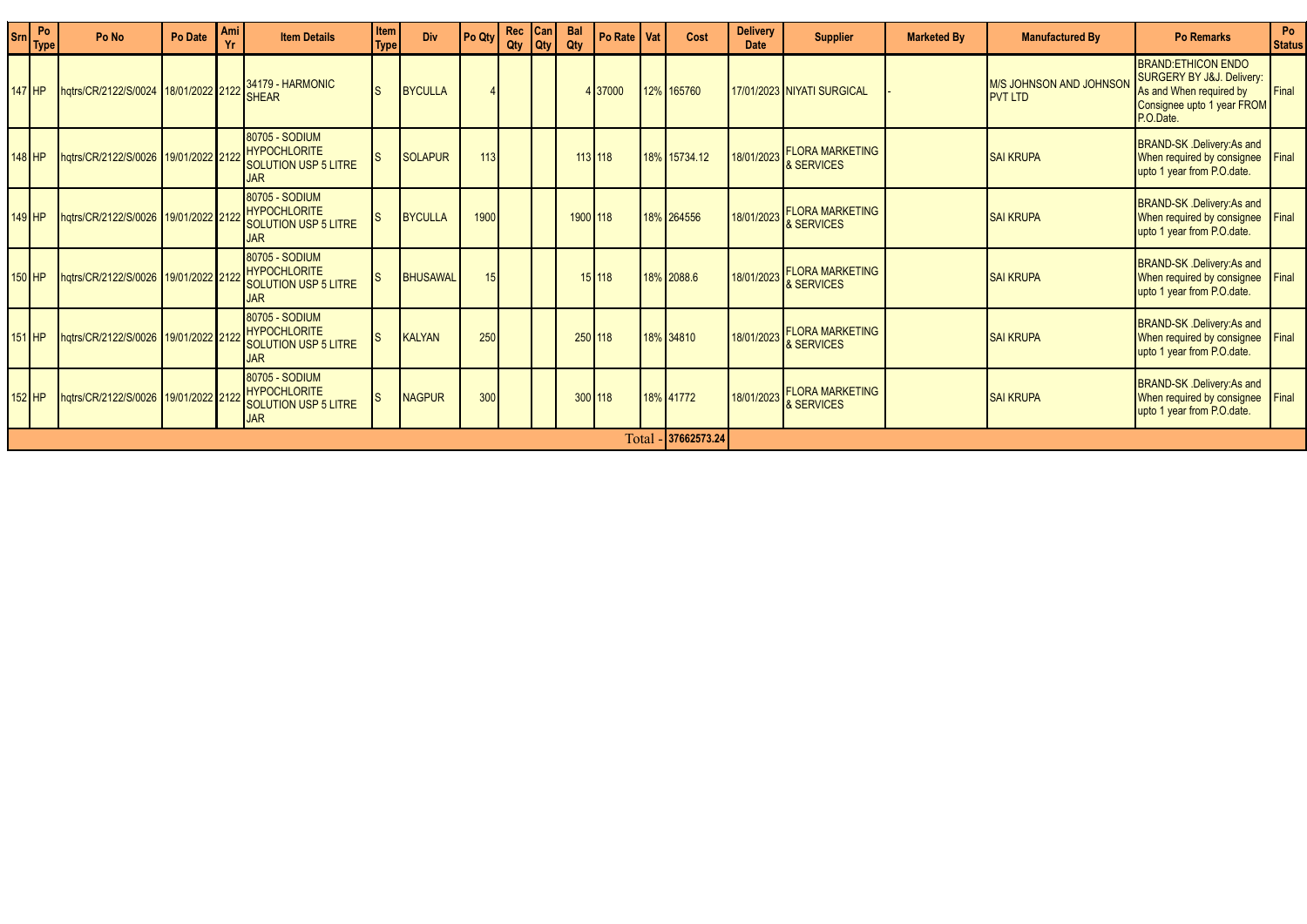| Srn | Po Type | Po No | Po Date | Ami Yr | Item Details | Item Type | Div | Po Qty | Rec Qty | Can Qty | Bal Qty | Po Rate | Vat | Cost | Delivery Date | Supplier | Marketed By | Manufactured By | Po Remarks | Po Status |
|---|---|---|---|---|---|---|---|---|---|---|---|---|---|---|---|---|---|---|---|---|
| 147 | HP | hqtrs/CR/2122/S/0024 | 18/01/2022 | 2122 | 34179 - HARMONIC SHEAR | S | BYCULLA | 4 | | | 4 | 37000 | 12% | 165760 | 17/01/2023 | NIYATI SURGICAL | - | M/S JOHNSON AND JOHNSON PVT LTD | BRAND:ETHICON ENDO SURGERY BY J&J. Delivery: As and When required by Consignee upto 1 year FROM P.O.Date. | Final |
| 148 | HP | hqtrs/CR/2122/S/0026 | 19/01/2022 | 2122 | 80705 - SODIUM HYPOCHLORITE SOLUTION USP 5 LITRE JAR | S | SOLAPUR | 113 | | | 113 | 118 | 18% | 15734.12 | 18/01/2023 | FLORA MARKETING & SERVICES | | SAI KRUPA | BRAND-SK .Delivery:As and When required by consignee upto 1 year from P.O.date. | Final |
| 149 | HP | hqtrs/CR/2122/S/0026 | 19/01/2022 | 2122 | 80705 - SODIUM HYPOCHLORITE SOLUTION USP 5 LITRE JAR | S | BYCULLA | 1900 | | | 1900 | 118 | 18% | 264556 | 18/01/2023 | FLORA MARKETING & SERVICES | | SAI KRUPA | BRAND-SK .Delivery:As and When required by consignee upto 1 year from P.O.date. | Final |
| 150 | HP | hqtrs/CR/2122/S/0026 | 19/01/2022 | 2122 | 80705 - SODIUM HYPOCHLORITE SOLUTION USP 5 LITRE JAR | S | BHUSAWAL | 15 | | | 15 | 118 | 18% | 2088.6 | 18/01/2023 | FLORA MARKETING & SERVICES | | SAI KRUPA | BRAND-SK .Delivery:As and When required by consignee upto 1 year from P.O.date. | Final |
| 151 | HP | hqtrs/CR/2122/S/0026 | 19/01/2022 | 2122 | 80705 - SODIUM HYPOCHLORITE SOLUTION USP 5 LITRE JAR | S | KALYAN | 250 | | | 250 | 118 | 18% | 34810 | 18/01/2023 | FLORA MARKETING & SERVICES | | SAI KRUPA | BRAND-SK .Delivery:As and When required by consignee upto 1 year from P.O.date. | Final |
| 152 | HP | hqtrs/CR/2122/S/0026 | 19/01/2022 | 2122 | 80705 - SODIUM HYPOCHLORITE SOLUTION USP 5 LITRE JAR | S | NAGPUR | 300 | | | 300 | 118 | 18% | 41772 | 18/01/2023 | FLORA MARKETING & SERVICES | | SAI KRUPA | BRAND-SK .Delivery:As and When required by consignee upto 1 year from P.O.date. | Final |
| | | | | | | | | | | | | | Total - | 37662573.24 | | | | | | |